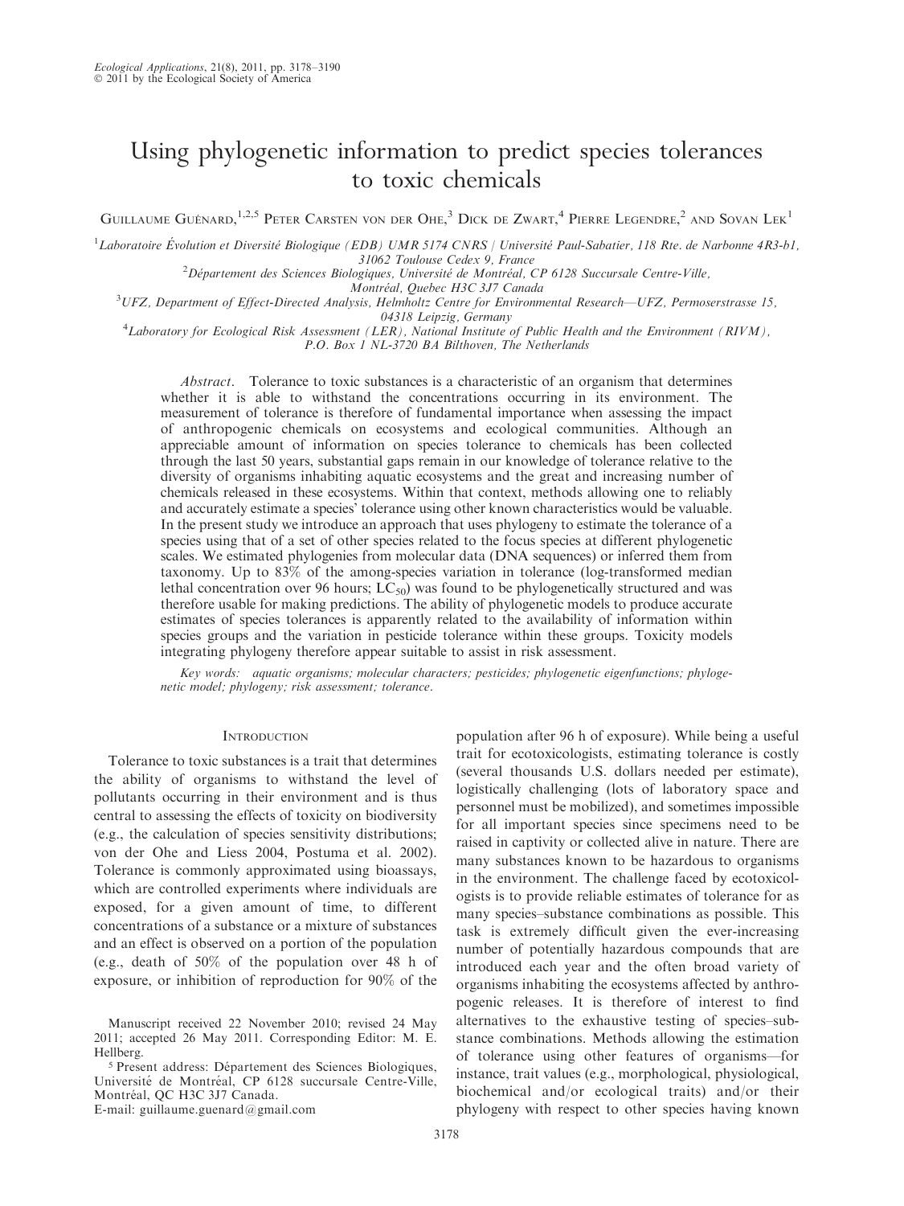# Using phylogenetic information to predict species tolerances to toxic chemicals

Guillaume Guénard,[1,2,5] Peter Carsten von der Ohe,[3] Dick de Zwart,[4] Pierre Legendre,[2] and Sovan Lek[1]

[1]Laboratoire Évolution et Diversité Biologique (EDB) UMR 5174 CNRS / Université Paul-Sabatier, 118 Rte. de Narbonne 4R3-b1, 31062 Toulouse Cedex 9, France

[2]Département des Sciences Biologiques, Université de Montréal, CP 6128 Succursale Centre-Ville, Montréal, Quebec H3C 3J7 Canada

[3]UFZ, Department of Effect-Directed Analysis, Helmholtz Centre for Environmental Research—UFZ, Permoserstrasse 15, 04318 Leipzig, Germany

[4]Laboratory for Ecological Risk Assessment (LER), National Institute of Public Health and the Environment (RIVM), P.O. Box 1 NL-3720 BA Bilthoven, The Netherlands

*Abstract*. Tolerance to toxic substances is a characteristic of an organism that determines whether it is able to withstand the concentrations occurring in its environment. The measurement of tolerance is therefore of fundamental importance when assessing the impact of anthropogenic chemicals on ecosystems and ecological communities. Although an appreciable amount of information on species tolerance to chemicals has been collected through the last 50 years, substantial gaps remain in our knowledge of tolerance relative to the diversity of organisms inhabiting aquatic ecosystems and the great and increasing number of chemicals released in these ecosystems. Within that context, methods allowing one to reliably and accurately estimate a species' tolerance using other known characteristics would be valuable. In the present study we introduce an approach that uses phylogeny to estimate the tolerance of a species using that of a set of other species related to the focus species at different phylogenetic scales. We estimated phylogenies from molecular data (DNA sequences) or inferred them from taxonomy. Up to 83% of the among-species variation in tolerance (log-transformed median lethal concentration over 96 hours; $LC_{50}$) was found to be phylogenetically structured and was therefore usable for making predictions. The ability of phylogenetic models to produce accurate estimates of species tolerances is apparently related to the availability of information within species groups and the variation in pesticide tolerance within these groups. Toxicity models integrating phylogeny therefore appear suitable to assist in risk assessment.

*Key words: aquatic organisms; molecular characters; pesticides; phylogenetic eigenfunctions; phylogenetic model; phylogeny; risk assessment; tolerance.*

## Introduction

Tolerance to toxic substances is a trait that determines the ability of organisms to withstand the level of pollutants occurring in their environment and is thus central to assessing the effects of toxicity on biodiversity (e.g., the calculation of species sensitivity distributions; von der Ohe and Liess 2004, Postuma et al. 2002). Tolerance is commonly approximated using bioassays, which are controlled experiments where individuals are exposed, for a given amount of time, to different concentrations of a substance or a mixture of substances and an effect is observed on a portion of the population (e.g., death of 50% of the population over 48 h of exposure, or inhibition of reproduction for 90% of the population after 96 h of exposure). While being a useful trait for ecotoxicologists, estimating tolerance is costly (several thousands U.S. dollars needed per estimate), logistically challenging (lots of laboratory space and personnel must be mobilized), and sometimes impossible for all important species since specimens need to be raised in captivity or collected alive in nature. There are many substances known to be hazardous to organisms in the environment. The challenge faced by ecotoxicologists is to provide reliable estimates of tolerance for as many species–substance combinations as possible. This task is extremely difficult given the ever-increasing number of potentially hazardous compounds that are introduced each year and the often broad variety of organisms inhabiting the ecosystems affected by anthropogenic releases. It is therefore of interest to find alternatives to the exhaustive testing of species–substance combinations. Methods allowing the estimation of tolerance using other features of organisms—for instance, trait values (e.g., morphological, physiological, biochemical and/or ecological traits) and/or their phylogeny with respect to other species having known

Manuscript received 22 November 2010; revised 24 May 2011; accepted 26 May 2011. Corresponding Editor: M. E. Hellberg.

[5] Present address: Département des Sciences Biologiques, Université de Montréal, CP 6128 succursale Centre-Ville, Montréal, QC H3C 3J7 Canada. E-mail: guillaume.guenard@gmail.com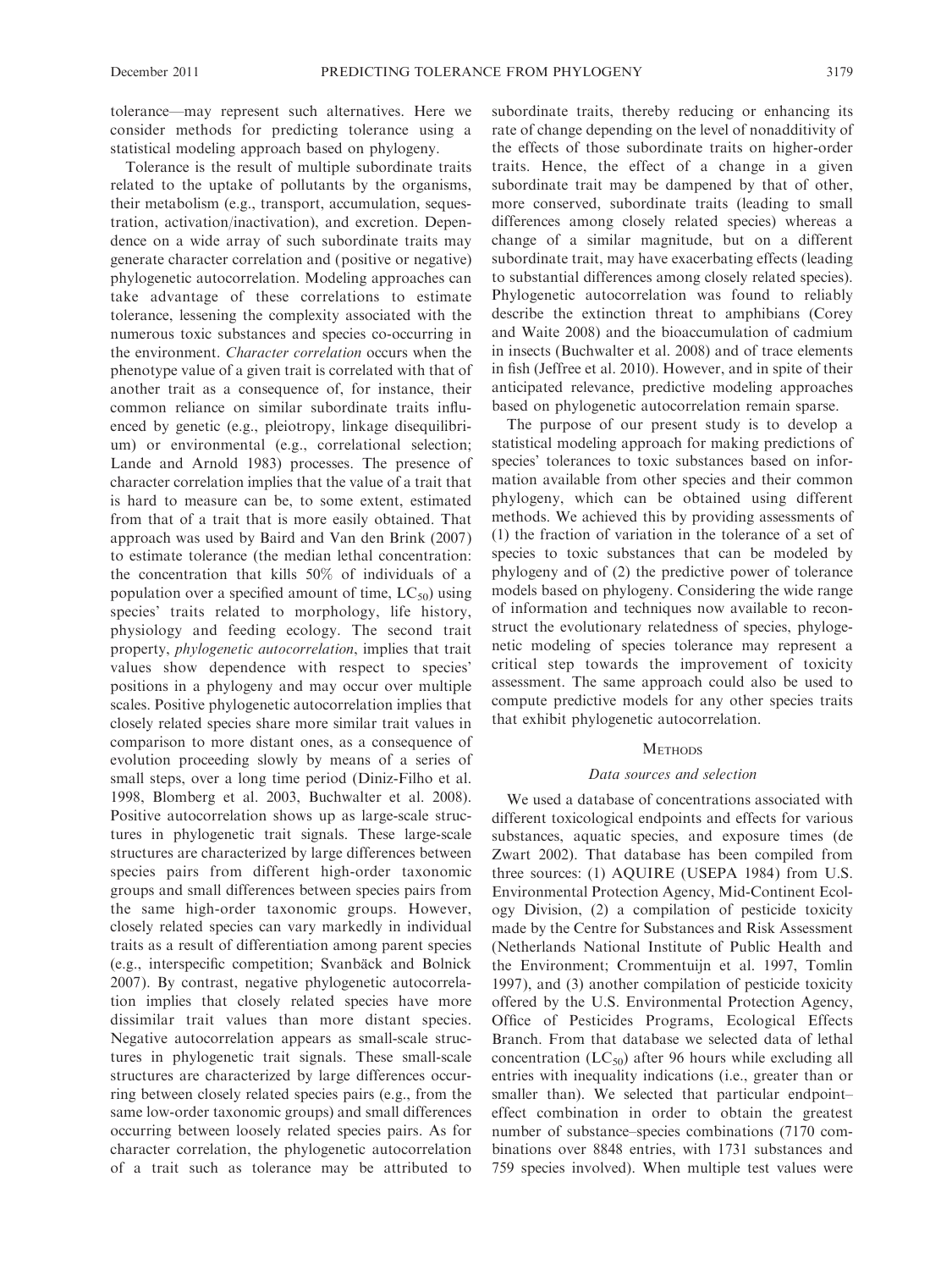tolerance—may represent such alternatives. Here we consider methods for predicting tolerance using a statistical modeling approach based on phylogeny.

Tolerance is the result of multiple subordinate traits related to the uptake of pollutants by the organisms, their metabolism (e.g., transport, accumulation, sequestration, activation/inactivation), and excretion. Dependence on a wide array of such subordinate traits may generate character correlation and (positive or negative) phylogenetic autocorrelation. Modeling approaches can take advantage of these correlations to estimate tolerance, lessening the complexity associated with the numerous toxic substances and species co-occurring in the environment. *Character correlation* occurs when the phenotype value of a given trait is correlated with that of another trait as a consequence of, for instance, their common reliance on similar subordinate traits influenced by genetic (e.g., pleiotropy, linkage disequilibrium) or environmental (e.g., correlational selection; Lande and Arnold 1983) processes. The presence of character correlation implies that the value of a trait that is hard to measure can be, to some extent, estimated from that of a trait that is more easily obtained. That approach was used by Baird and Van den Brink (2007) to estimate tolerance (the median lethal concentration: the concentration that kills 50% of individuals of a population over a specified amount of time, $LC_{50}$) using species' traits related to morphology, life history, physiology and feeding ecology. The second trait property, *phylogenetic autocorrelation*, implies that trait values show dependence with respect to species' positions in a phylogeny and may occur over multiple scales. Positive phylogenetic autocorrelation implies that closely related species share more similar trait values in comparison to more distant ones, as a consequence of evolution proceeding slowly by means of a series of small steps, over a long time period (Diniz-Filho et al. 1998, Blomberg et al. 2003, Buchwalter et al. 2008). Positive autocorrelation shows up as large-scale structures in phylogenetic trait signals. These large-scale structures are characterized by large differences between species pairs from different high-order taxonomic groups and small differences between species pairs from the same high-order taxonomic groups. However, closely related species can vary markedly in individual traits as a result of differentiation among parent species (e.g., interspecific competition; Svanbäck and Bolnick 2007). By contrast, negative phylogenetic autocorrelation implies that closely related species have more dissimilar trait values than more distant species. Negative autocorrelation appears as small-scale structures in phylogenetic trait signals. These small-scale structures are characterized by large differences occurring between closely related species pairs (e.g., from the same low-order taxonomic groups) and small differences occurring between loosely related species pairs. As for character correlation, the phylogenetic autocorrelation of a trait such as tolerance may be attributed to subordinate traits, thereby reducing or enhancing its rate of change depending on the level of nonadditivity of the effects of those subordinate traits on higher-order traits. Hence, the effect of a change in a given subordinate trait may be dampened by that of other, more conserved, subordinate traits (leading to small differences among closely related species) whereas a change of a similar magnitude, but on a different subordinate trait, may have exacerbating effects (leading to substantial differences among closely related species). Phylogenetic autocorrelation was found to reliably describe the extinction threat to amphibians (Corey and Waite 2008) and the bioaccumulation of cadmium in insects (Buchwalter et al. 2008) and of trace elements in fish (Jeffree et al. 2010). However, and in spite of their anticipated relevance, predictive modeling approaches based on phylogenetic autocorrelation remain sparse.

The purpose of our present study is to develop a statistical modeling approach for making predictions of species' tolerances to toxic substances based on information available from other species and their common phylogeny, which can be obtained using different methods. We achieved this by providing assessments of (1) the fraction of variation in the tolerance of a set of species to toxic substances that can be modeled by phylogeny and of (2) the predictive power of tolerance models based on phylogeny. Considering the wide range of information and techniques now available to reconstruct the evolutionary relatedness of species, phylogenetic modeling of species tolerance may represent a critical step towards the improvement of toxicity assessment. The same approach could also be used to compute predictive models for any other species traits that exhibit phylogenetic autocorrelation.

## Methods

### Data sources and selection

We used a database of concentrations associated with different toxicological endpoints and effects for various substances, aquatic species, and exposure times (de Zwart 2002). That database has been compiled from three sources: (1) AQUIRE (USEPA 1984) from U.S. Environmental Protection Agency, Mid-Continent Ecology Division, (2) a compilation of pesticide toxicity made by the Centre for Substances and Risk Assessment (Netherlands National Institute of Public Health and the Environment; Crommentuijn et al. 1997, Tomlin 1997), and (3) another compilation of pesticide toxicity offered by the U.S. Environmental Protection Agency, Office of Pesticides Programs, Ecological Effects Branch. From that database we selected data of lethal concentration ($LC_{50}$) after 96 hours while excluding all entries with inequality indications (i.e., greater than or smaller than). We selected that particular endpoint–effect combination in order to obtain the greatest number of substance–species combinations (7170 combinations over 8848 entries, with 1731 substances and 759 species involved). When multiple test values were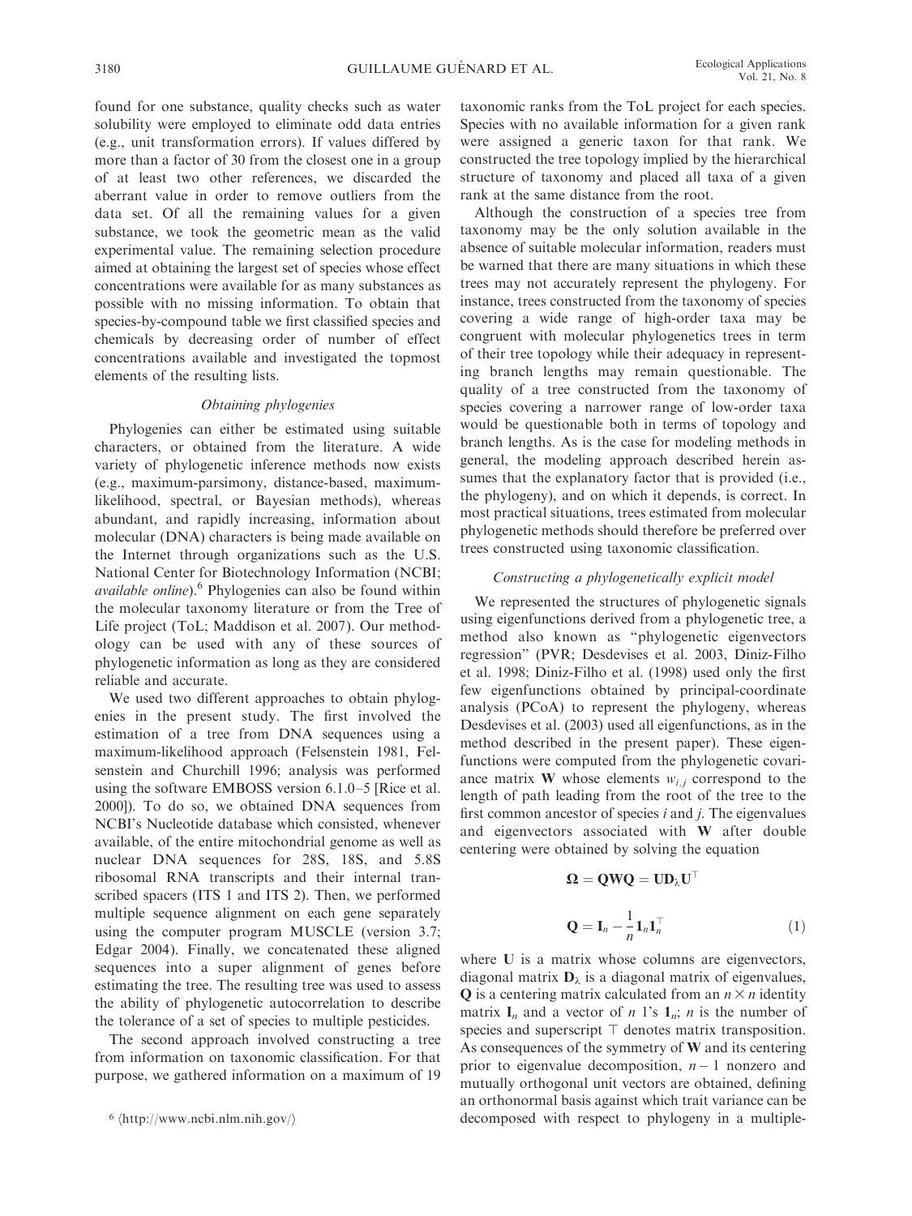found for one substance, quality checks such as water solubility were employed to eliminate odd data entries (e.g., unit transformation errors). If values differed by more than a factor of 30 from the closest one in a group of at least two other references, we discarded the aberrant value in order to remove outliers from the data set. Of all the remaining values for a given substance, we took the geometric mean as the valid experimental value. The remaining selection procedure aimed at obtaining the largest set of species whose effect concentrations were available for as many substances as possible with no missing information. To obtain that species-by-compound table we first classified species and chemicals by decreasing order of number of effect concentrations available and investigated the topmost elements of the resulting lists.

### *Obtaining phylogenies*

Phylogenies can either be estimated using suitable characters, or obtained from the literature. A wide variety of phylogenetic inference methods now exists (e.g., maximum-parsimony, distance-based, maximum-likelihood, spectral, or Bayesian methods), whereas abundant, and rapidly increasing, information about molecular (DNA) characters is being made available on the Internet through organizations such as the U.S. National Center for Biotechnology Information (NCBI; *available online*).[6] Phylogenies can also be found within the molecular taxonomy literature or from the Tree of Life project (ToL; Maddison et al. 2007). Our methodology can be used with any of these sources of phylogenetic information as long as they are considered reliable and accurate.

We used two different approaches to obtain phylogenies in the present study. The first involved the estimation of a tree from DNA sequences using a maximum-likelihood approach (Felsenstein 1981, Felsenstein and Churchill 1996; analysis was performed using the software EMBOSS version 6.1.0–5 [Rice et al. 2000]). To do so, we obtained DNA sequences from NCBI's Nucleotide database which consisted, whenever available, of the entire mitochondrial genome as well as nuclear DNA sequences for 28S, 18S, and 5.8S ribosomal RNA transcripts and their internal transcribed spacers (ITS 1 and ITS 2). Then, we performed multiple sequence alignment on each gene separately using the computer program MUSCLE (version 3.7; Edgar 2004). Finally, we concatenated these aligned sequences into a super alignment of genes before estimating the tree. The resulting tree was used to assess the ability of phylogenetic autocorrelation to describe the tolerance of a set of species to multiple pesticides.

The second approach involved constructing a tree from information on taxonomic classification. For that purpose, we gathered information on a maximum of 19 taxonomic ranks from the ToL project for each species. Species with no available information for a given rank were assigned a generic taxon for that rank. We constructed the tree topology implied by the hierarchical structure of taxonomy and placed all taxa of a given rank at the same distance from the root.

Although the construction of a species tree from taxonomy may be the only solution available in the absence of suitable molecular information, readers must be warned that there are many situations in which these trees may not accurately represent the phylogeny. For instance, trees constructed from the taxonomy of species covering a wide range of high-order taxa may be congruent with molecular phylogenetics trees in term of their tree topology while their adequacy in representing branch lengths may remain questionable. The quality of a tree constructed from the taxonomy of species covering a narrower range of low-order taxa would be questionable both in terms of topology and branch lengths. As is the case for modeling methods in general, the modeling approach described herein assumes that the explanatory factor that is provided (i.e., the phylogeny), and on which it depends, is correct. In most practical situations, trees estimated from molecular phylogenetic methods should therefore be preferred over trees constructed using taxonomic classification.

### *Constructing a phylogenetically explicit model*

We represented the structures of phylogenetic signals using eigenfunctions derived from a phylogenetic tree, a method also known as "phylogenetic eigenvectors regression" (PVR; Desdevises et al. 2003, Diniz-Filho et al. 1998; Diniz-Filho et al. (1998) used only the first few eigenfunctions obtained by principal-coordinate analysis (PCoA) to represent the phylogeny, whereas Desdevises et al. (2003) used all eigenfunctions, as in the method described in the present paper). These eigenfunctions were computed from the phylogenetic covariance matrix $\mathbf{W}$ whose elements $w_{i,j}$ correspond to the length of path leading from the root of the tree to the first common ancestor of species $i$ and $j$. The eigenvalues and eigenvectors associated with $\mathbf{W}$ after double centering were obtained by solving the equation

$$\mathbf{\Omega} = \mathbf{QWQ} = \mathbf{UD}_{\lambda}\mathbf{U}^{\top}$$

$$\mathbf{Q} = \mathbf{I}_n - \frac{1}{n}\mathbf{1}_n\mathbf{1}_n^{\top} \qquad (1)$$

where $\mathbf{U}$ is a matrix whose columns are eigenvectors, diagonal matrix $\mathbf{D}_{\lambda}$ is a diagonal matrix of eigenvalues, $\mathbf{Q}$ is a centering matrix calculated from an $n \times n$ identity matrix $\mathbf{I}_n$ and a vector of $n$ 1's $\mathbf{1}_n$; $n$ is the number of species and superscript $\top$ denotes matrix transposition. As consequences of the symmetry of $\mathbf{W}$ and its centering prior to eigenvalue decomposition, $n - 1$ nonzero and mutually orthogonal unit vectors are obtained, defining an orthonormal basis against which trait variance can be decomposed with respect to phylogeny in a multiple-

[6] ⟨http://www.ncbi.nlm.nih.gov/⟩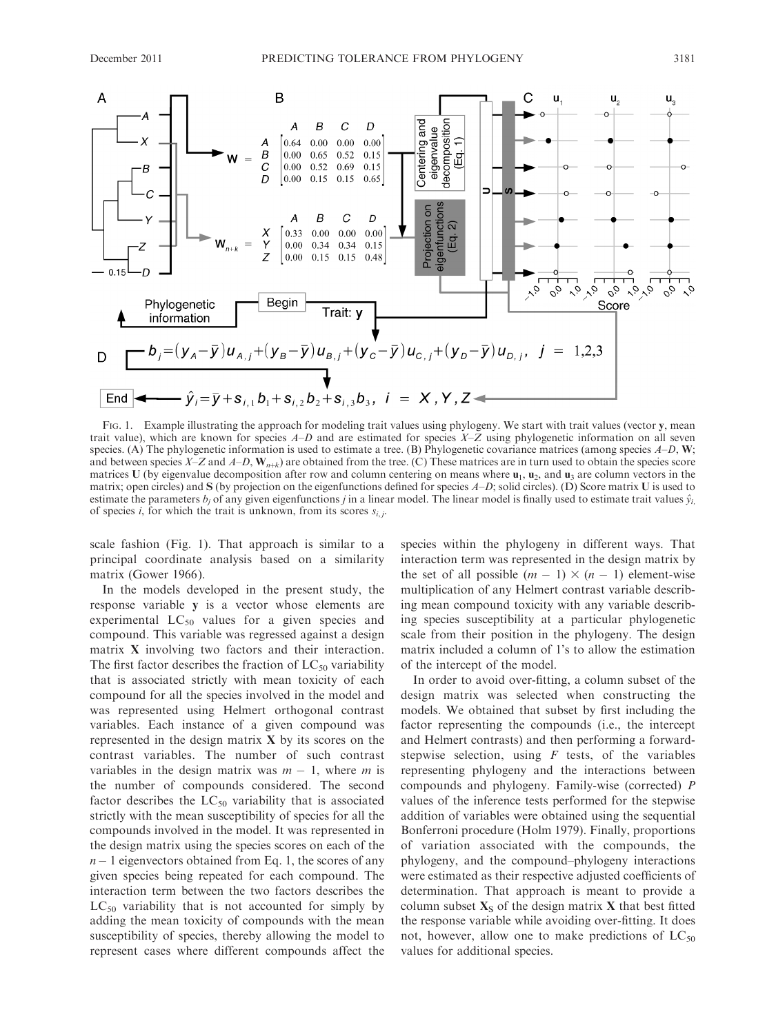FIG. 1. Example illustrating the approach for modeling trait values using phylogeny. We start with trait values (vector **y**, mean trait value), which are known for species *A–D* and are estimated for species *X–Z* using phylogenetic information on all seven species. (A) The phylogenetic information is used to estimate a tree. (B) Phylogenetic covariance matrices (among species *A–D*, **W**; and between species *X–Z* and *A–D*, $\mathbf{W}_{n+k}$) are obtained from the tree. (C) These matrices are in turn used to obtain the species score matrices **U** (by eigenvalue decomposition after row and column centering on means where $\mathbf{u}_1$, $\mathbf{u}_2$, and $\mathbf{u}_3$ are column vectors in the matrix; open circles) and **S** (by projection on the eigenfunctions defined for species *A–D*; solid circles). (D) Score matrix **U** is used to estimate the parameters $b_j$ of any given eigenfunctions *j* in a linear model. The linear model is finally used to estimate trait values $\hat{y}_i$ of species *i*, for which the trait is unknown, from its scores $s_{i,j}$.

scale fashion (Fig. 1). That approach is similar to a principal coordinate analysis based on a similarity matrix (Gower 1966).

In the models developed in the present study, the response variable **y** is a vector whose elements are experimental $LC_{50}$ values for a given species and compound. This variable was regressed against a design matrix **X** involving two factors and their interaction. The first factor describes the fraction of $LC_{50}$ variability that is associated strictly with mean toxicity of each compound for all the species involved in the model and was represented using Helmert orthogonal contrast variables. Each instance of a given compound was represented in the design matrix **X** by its scores on the contrast variables. The number of such contrast variables in the design matrix was $m - 1$, where $m$ is the number of compounds considered. The second factor describes the $LC_{50}$ variability that is associated strictly with the mean susceptibility of species for all the compounds involved in the model. It was represented in the design matrix using the species scores on each of the $n - 1$ eigenvectors obtained from Eq. 1, the scores of any given species being repeated for each compound. The interaction term between the two factors describes the $LC_{50}$ variability that is not accounted for simply by adding the mean toxicity of compounds with the mean susceptibility of species, thereby allowing the model to represent cases where different compounds affect the species within the phylogeny in different ways. That interaction term was represented in the design matrix by the set of all possible $(m - 1) \times (n - 1)$ element-wise multiplication of any Helmert contrast variable describing mean compound toxicity with any variable describing species susceptibility at a particular phylogenetic scale from their position in the phylogeny. The design matrix included a column of 1's to allow the estimation of the intercept of the model.

In order to avoid over-fitting, a column subset of the design matrix was selected when constructing the models. We obtained that subset by first including the factor representing the compounds (i.e., the intercept and Helmert contrasts) and then performing a forward-stepwise selection, using *F* tests, of the variables representing phylogeny and the interactions between compounds and phylogeny. Family-wise (corrected) *P* values of the inference tests performed for the stepwise addition of variables were obtained using the sequential Bonferroni procedure (Holm 1979). Finally, proportions of variation associated with the compounds, the phylogeny, and the compound–phylogeny interactions were estimated as their respective adjusted coefficients of determination. That approach is meant to provide a column subset $\mathbf{X}_S$ of the design matrix **X** that best fitted the response variable while avoiding over-fitting. It does not, however, allow one to make predictions of $LC_{50}$ values for additional species.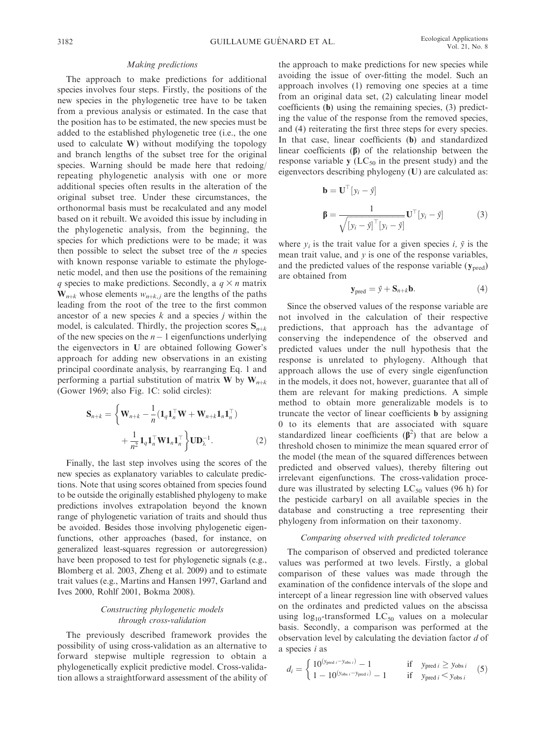### *Making predictions*

The approach to make predictions for additional species involves four steps. Firstly, the positions of the new species in the phylogenetic tree have to be taken from a previous analysis or estimated. In the case that the position has to be estimated, the new species must be added to the established phylogenetic tree (i.e., the one used to calculate **W**) without modifying the topology and branch lengths of the subset tree for the original species. Warning should be made here that redoing/repeating phylogenetic analysis with one or more additional species often results in the alteration of the original subset tree. Under these circumstances, the orthonormal basis must be recalculated and any model based on it rebuilt. We avoided this issue by including in the phylogenetic analysis, from the beginning, the species for which predictions were to be made; it was then possible to select the subset tree of the $n$ species with known response variable to estimate the phylogenetic model, and then use the positions of the remaining $q$ species to make predictions. Secondly, a $q \times n$ matrix $\mathbf{W}_{n+k}$ whose elements $w_{n+k,j}$ are the lengths of the paths leading from the root of the tree to the first common ancestor of a new species $k$ and a species $j$ within the model, is calculated. Thirdly, the projection scores $\mathbf{S}_{n+k}$ of the new species on the $n - 1$ eigenfunctions underlying the eigenvectors in **U** are obtained following Gower's approach for adding new observations in an existing principal coordinate analysis, by rearranging Eq. 1 and performing a partial substitution of matrix **W** by $\mathbf{W}_{n+k}$ (Gower 1969; also Fig. 1C: solid circles):

$$\mathbf{S}_{n+k} = \left\{ \mathbf{W}_{n+k} - \frac{1}{n}(\mathbf{1}_q\mathbf{1}_n^\top\mathbf{W} + \mathbf{W}_{n+k}\mathbf{1}_n\mathbf{1}_n^\top) + \frac{1}{n^2}\mathbf{1}_q\mathbf{1}_n^\top\mathbf{W}\mathbf{1}_n\mathbf{1}_n^\top \right\}\mathbf{U}\mathbf{D}_\lambda^{-1}. \tag{2}$$

Finally, the last step involves using the scores of the new species as explanatory variables to calculate predictions. Note that using scores obtained from species found to be outside the originally established phylogeny to make predictions involves extrapolation beyond the known range of phylogenetic variation of traits and should thus be avoided. Besides those involving phylogenetic eigenfunctions, other approaches (based, for instance, on generalized least-squares regression or autoregression) have been proposed to test for phylogenetic signals (e.g., Blomberg et al. 2003, Zheng et al. 2009) and to estimate trait values (e.g., Martins and Hansen 1997, Garland and Ives 2000, Rohlf 2001, Bokma 2008).

### *Constructing phylogenetic models through cross-validation*

The previously described framework provides the possibility of using cross-validation as an alternative to forward stepwise multiple regression to obtain a phylogenetically explicit predictive model. Cross-validation allows a straightforward assessment of the ability of the approach to make predictions for new species while avoiding the issue of over-fitting the model. Such an approach involves (1) removing one species at a time from an original data set, (2) calculating linear model coefficients (**b**) using the remaining species, (3) predicting the value of the response from the removed species, and (4) reiterating the first three steps for every species. In that case, linear coefficients (**b**) and standardized linear coefficients (**β**) of the relationship between the response variable **y** ($LC_{50}$ in the present study) and the eigenvectors describing phylogeny (**U**) are calculated as:

$$\mathbf{b} = \mathbf{U}^\top[y_i - \bar{y}]$$

$$\boldsymbol{\beta} = \frac{1}{\sqrt{[y_i - \bar{y}]^\top[y_i - \bar{y}]}}\mathbf{U}^\top[y_i - \bar{y}] \tag{3}$$

where $y_i$ is the trait value for a given species $i$, $\bar{y}$ is the mean trait value, and $y$ is one of the response variables, and the predicted values of the response variable ($\mathbf{y}_{\text{pred}}$) are obtained from

$$\mathbf{y}_{\text{pred}} = \bar{y} + \mathbf{S}_{n+k}\mathbf{b}. \tag{4}$$

Since the observed values of the response variable are not involved in the calculation of their respective predictions, that approach has the advantage of conserving the independence of the observed and predicted values under the null hypothesis that the response is unrelated to phylogeny. Although that approach allows the use of every single eigenfunction in the models, it does not, however, guarantee that all of them are relevant for making predictions. A simple method to obtain more generalizable models is to truncate the vector of linear coefficients **b** by assigning 0 to its elements that are associated with square standardized linear coefficients ($\boldsymbol{\beta}^2$) that are below a threshold chosen to minimize the mean squared error of the model (the mean of the squared differences between predicted and observed values), thereby filtering out irrelevant eigenfunctions. The cross-validation procedure was illustrated by selecting $LC_{50}$ values (96 h) for the pesticide carbaryl on all available species in the database and constructing a tree representing their phylogeny from information on their taxonomy.

### *Comparing observed with predicted tolerance*

The comparison of observed and predicted tolerance values was performed at two levels. Firstly, a global comparison of these values was made through the examination of the confidence intervals of the slope and intercept of a linear regression line with observed values on the ordinates and predicted values on the abscissa using $\log_{10}$-transformed $LC_{50}$ values on a molecular basis. Secondly, a comparison was performed at the observation level by calculating the deviation factor $d$ of a species $i$ as

$$d_i = \begin{cases} 10^{(y_{\text{pred}\,i} - y_{\text{obs}\,i})} - 1 & \text{if} \quad y_{\text{pred}\,i} \geq y_{\text{obs}\,i} \\ 1 - 10^{(y_{\text{obs}\,i} - y_{\text{pred}\,i})} - 1 & \text{if} \quad y_{\text{pred}\,i} < y_{\text{obs}\,i} \end{cases} \tag{5}$$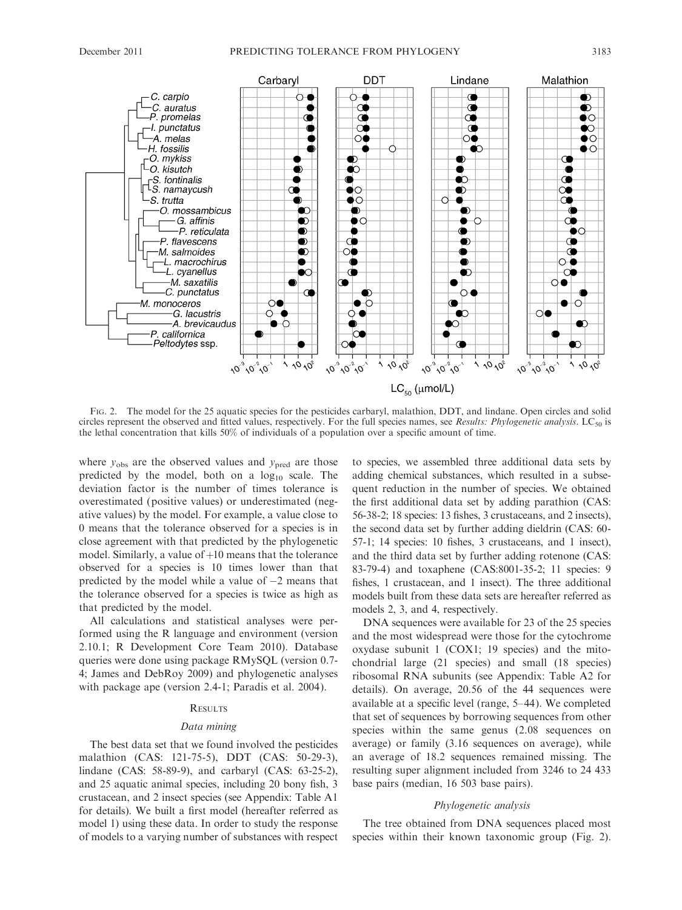FIG. 2. The model for the 25 aquatic species for the pesticides carbaryl, malathion, DDT, and lindane. Open circles and solid circles represent the observed and fitted values, respectively. For the full species names, see *Results: Phylogenetic analysis*. $LC_{50}$ is the lethal concentration that kills 50% of individuals of a population over a specific amount of time.

where $y_{obs}$ are the observed values and $y_{pred}$ are those predicted by the model, both on a $\log_{10}$ scale. The deviation factor is the number of times tolerance is overestimated (positive values) or underestimated (negative values) by the model. For example, a value close to 0 means that the tolerance observed for a species is in close agreement with that predicted by the phylogenetic model. Similarly, a value of +10 means that the tolerance observed for a species is 10 times lower than that predicted by the model while a value of −2 means that the tolerance observed for a species is twice as high as that predicted by the model.

All calculations and statistical analyses were performed using the R language and environment (version 2.10.1; R Development Core Team 2010). Database queries were done using package RMySQL (version 0.7-4; James and DebRoy 2009) and phylogenetic analyses with package ape (version 2.4-1; Paradis et al. 2004).

## RESULTS

### Data mining

The best data set that we found involved the pesticides malathion (CAS: 121-75-5), DDT (CAS: 50-29-3), lindane (CAS: 58-89-9), and carbaryl (CAS: 63-25-2), and 25 aquatic animal species, including 20 bony fish, 3 crustacean, and 2 insect species (see Appendix: Table A1 for details). We built a first model (hereafter referred as model 1) using these data. In order to study the response of models to a varying number of substances with respect to species, we assembled three additional data sets by adding chemical substances, which resulted in a subsequent reduction in the number of species. We obtained the first additional data set by adding parathion (CAS: 56-38-2; 18 species: 13 fishes, 3 crustaceans, and 2 insects), the second data set by further adding dieldrin (CAS: 60-57-1; 14 species: 10 fishes, 3 crustaceans, and 1 insect), and the third data set by further adding rotenone (CAS: 83-79-4) and toxaphene (CAS:8001-35-2; 11 species: 9 fishes, 1 crustacean, and 1 insect). The three additional models built from these data sets are hereafter referred to as models 2, 3, and 4, respectively.

DNA sequences were available for 23 of the 25 species and the most widespread were those for the cytochrome oxydase subunit 1 (COX1; 19 species) and the mitochondrial large (21 species) and small (18 species) ribosomal RNA subunits (see Appendix: Table A2 for details). On average, 20.56 of the 44 sequences were available at a specific level (range, 5–44). We completed that set of sequences by borrowing sequences from other species within the same genus (2.08 sequences on average) or family (3.16 sequences on average), while an average of 18.2 sequences remained missing. The resulting super alignment included from 3246 to 24 433 base pairs (median, 16 503 base pairs).

### Phylogenetic analysis

The tree obtained from DNA sequences placed most species within their known taxonomic group (Fig. 2).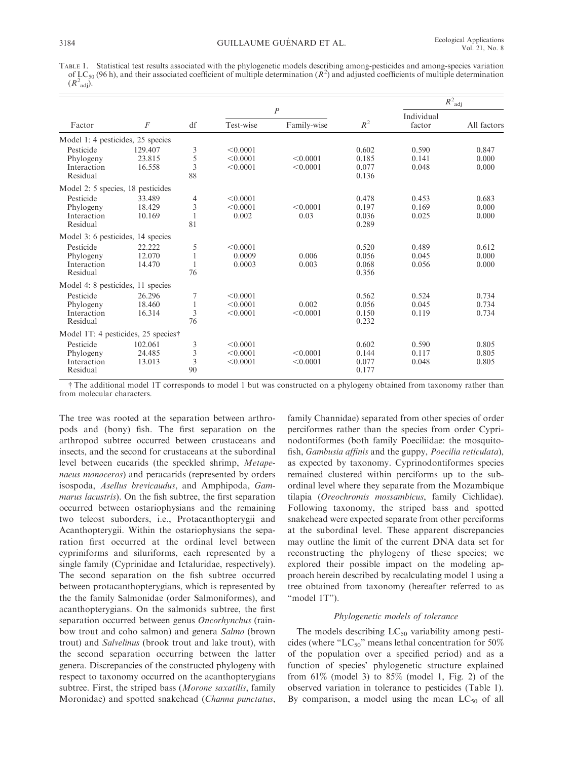TABLE 1. Statistical test results associated with the phylogenetic models describing among-pesticides and among-species variation of $LC_{50}$ (96 h), and their associated coefficient of multiple determination ($R^2$) and adjusted coefficients of multiple determination ($R^2_{adj}$).

| Factor | $F$ | df | $P$ | | $R^2$ | $R^2_{adj}$ | |
|---|---|---|---|---|---|---|---|
| | | | Test-wise | Family-wise | | Individual factor | All factors |
| Model 1: 4 pesticides, 25 species | | | | | | | |
| Pesticide | 129.407 | 3 | <0.0001 | | 0.602 | 0.590 | 0.847 |
| Phylogeny | 23.815 | 5 | <0.0001 | <0.0001 | 0.185 | 0.141 | 0.000 |
| Interaction | 16.558 | 3 | <0.0001 | <0.0001 | 0.077 | 0.048 | 0.000 |
| Residual | | 88 | | | 0.136 | | |
| Model 2: 5 species, 18 pesticides | | | | | | | |
| Pesticide | 33.489 | 4 | <0.0001 | | 0.478 | 0.453 | 0.683 |
| Phylogeny | 18.429 | 3 | <0.0001 | <0.0001 | 0.197 | 0.169 | 0.000 |
| Interaction | 10.169 | 1 | 0.002 | 0.03 | 0.036 | 0.025 | 0.000 |
| Residual | | 81 | | | 0.289 | | |
| Model 3: 6 pesticides, 14 species | | | | | | | |
| Pesticide | 22.222 | 5 | <0.0001 | | 0.520 | 0.489 | 0.612 |
| Phylogeny | 12.070 | 1 | 0.0009 | 0.006 | 0.056 | 0.045 | 0.000 |
| Interaction | 14.470 | 1 | 0.0003 | 0.003 | 0.068 | 0.056 | 0.000 |
| Residual | | 76 | | | 0.356 | | |
| Model 4: 8 pesticides, 11 species | | | | | | | |
| Pesticide | 26.296 | 7 | <0.0001 | | 0.562 | 0.524 | 0.734 |
| Phylogeny | 18.460 | 1 | <0.0001 | 0.002 | 0.056 | 0.045 | 0.734 |
| Interaction | 16.314 | 3 | <0.0001 | <0.0001 | 0.150 | 0.119 | 0.734 |
| Residual | | 76 | | | 0.232 | | |
| Model 1T: 4 pesticides, 25 species† | | | | | | | |
| Pesticide | 102.061 | 3 | <0.0001 | | 0.602 | 0.590 | 0.805 |
| Phylogeny | 24.485 | 3 | <0.0001 | <0.0001 | 0.144 | 0.117 | 0.805 |
| Interaction | 13.013 | 3 | <0.0001 | <0.0001 | 0.077 | 0.048 | 0.805 |
| Residual | | 90 | | | 0.177 | | |

† The additional model 1T corresponds to model 1 but was constructed on a phylogeny obtained from taxonomy rather than from molecular characters.

The tree was rooted at the separation between arthropods and (bony) fish. The first separation on the arthropod subtree occurred between crustaceans and insects, and the second for crustaceans at the subordinal level between eucarids (the speckled shrimp, *Metapenaeus monoceros*) and peracarids (represented by orders isospoda, *Asellus brevicaudus*, and Amphipoda, *Gammarus lacustris*). On the fish subtree, the first separation occurred between ostariophysians and the remaining two teleost suborders, i.e., Protacanthopterygii and Acanthopterygii. Within the ostariophysians the separation first occurred at the ordinal level between cypriniforms and siluriforms, each represented by a single family (Cyprinidae and Ictaluridae, respectively). The second separation on the fish subtree occurred between protacanthopterygians, which is represented by the the family Salmonidae (order Salmoniformes), and acanthopterygians. On the salmonids subtree, the first separation occurred between genus *Oncorhynchus* (rainbow trout and coho salmon) and genera *Salmo* (brown trout) and *Salvelinus* (brook trout and lake trout), with the second separation occurring between the latter genera. Discrepancies of the constructed phylogeny with respect to taxonomy occurred on the acanthopterygians subtree. First, the striped bass (*Morone saxatilis*, family Moronidae) and spotted snakehead (*Channa punctatus*, family Channidae) separated from other species of order perciformes rather than the species from order Cyprinodontiformes (both family Poeciliidae: the mosquitofish, *Gambusia affinis* and the guppy, *Poecilia reticulata*), as expected by taxonomy. Cyprinodontiformes species remained clustered within perciforms up to the subordinal level where they separate from the Mozambique tilapia (*Oreochromis mossambicus*, family Cichlidae). Following taxonomy, the striped bass and spotted snakehead were expected separate from other perciforms at the subordinal level. These apparent discrepancies may outline the limit of the current DNA data set for reconstructing the phylogeny of these species; we explored their possible impact on the modeling approach herein described by recalculating model 1 using a tree obtained from taxonomy (hereafter referred to as "model 1T").

### Phylogenetic models of tolerance

The models describing $LC_{50}$ variability among pesticides (where "$LC_{50}$" means lethal concentration for 50% of the population over a specified period) and as a function of species' phylogenetic structure explained from 61% (model 3) to 85% (model 1, Fig. 2) of the observed variation in tolerance to pesticides (Table 1). By comparison, a model using the mean $LC_{50}$ of all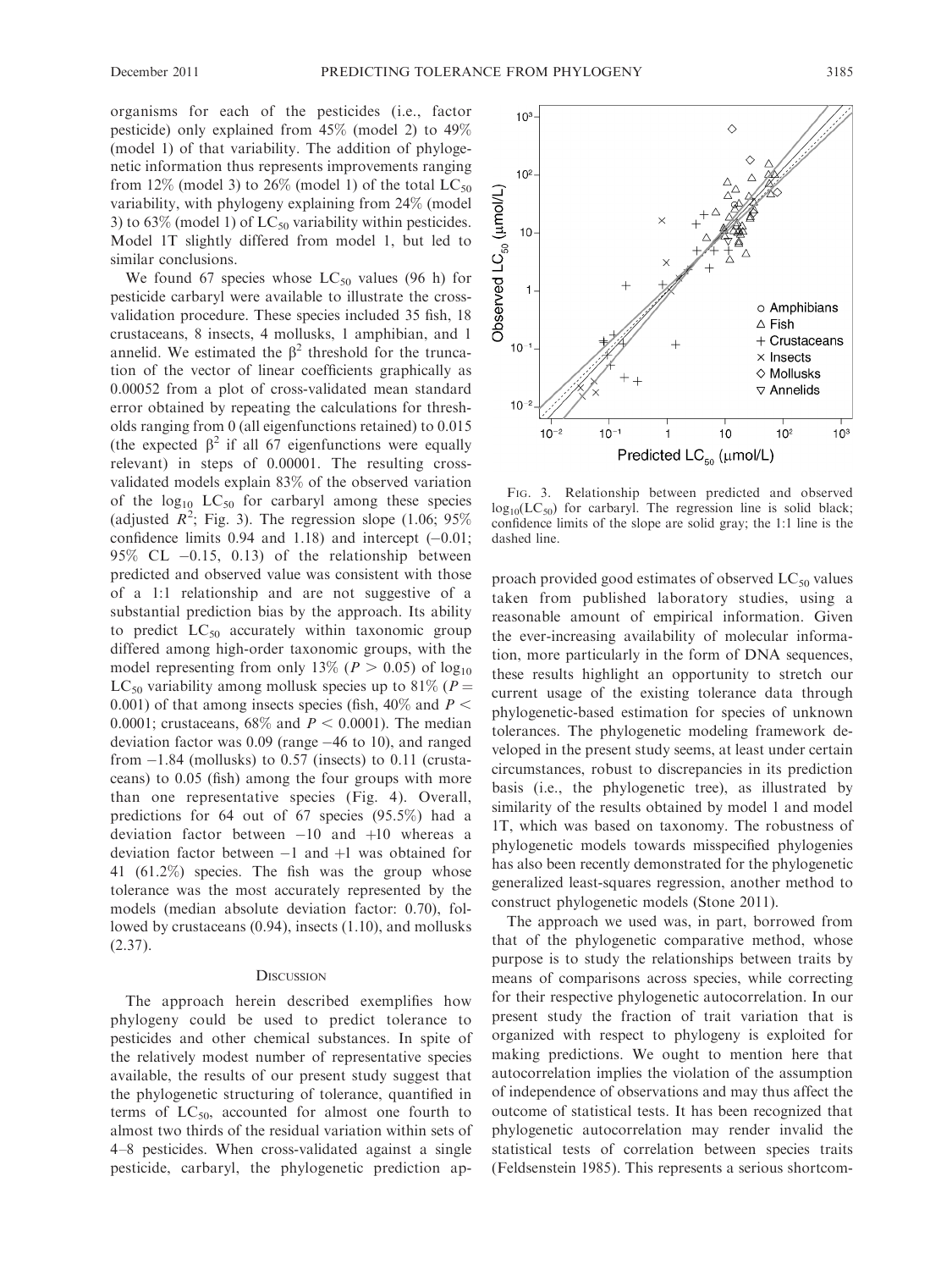organisms for each of the pesticides (i.e., factor pesticide) only explained from 45% (model 2) to 49% (model 1) of that variability. The addition of phylogenetic information thus represents improvements ranging from 12% (model 3) to 26% (model 1) of the total $LC_{50}$ variability, with phylogeny explaining from 24% (model 3) to 63% (model 1) of $LC_{50}$ variability within pesticides. Model 1T slightly differed from model 1, but led to similar conclusions.

We found 67 species whose $LC_{50}$ values (96 h) for pesticide carbaryl were available to illustrate the cross-validation procedure. These species included 35 fish, 18 crustaceans, 8 insects, 4 mollusks, 1 amphibian, and 1 annelid. We estimated the $\beta^2$ threshold for the truncation of the vector of linear coefficients graphically as 0.00052 from a plot of cross-validated mean standard error obtained by repeating the calculations for thresholds ranging from 0 (all eigenfunctions retained) to 0.015 (the expected $\beta^2$ if all 67 eigenfunctions were equally relevant) in steps of 0.00001. The resulting cross-validated models explain 83% of the observed variation of the $\log_{10}$ $LC_{50}$ for carbaryl among these species (adjusted $R^2$; Fig. 3). The regression slope (1.06; 95% confidence limits 0.94 and 1.18) and intercept (−0.01; 95% CL −0.15, 0.13) of the relationship between predicted and observed value was consistent with those of a 1:1 relationship and are not suggestive of a substantial prediction bias by the approach. Its ability to predict $LC_{50}$ accurately within taxonomic group differed among high-order taxonomic groups, with the model representing from only 13% ($P > 0.05$) of $\log_{10}$ $LC_{50}$ variability among mollusk species up to 81% ($P = 0.001$) of that among insects species (fish, 40% and $P < 0.0001$; crustaceans, 68% and $P < 0.0001$). The median deviation factor was 0.09 (range −46 to 10), and ranged from −1.84 (mollusks) to 0.57 (insects) to 0.11 (crustaceans) to 0.05 (fish) among the four groups with more than one representative species (Fig. 4). Overall, predictions for 64 out of 67 species (95.5%) had a deviation factor between −10 and +10 whereas a deviation factor between −1 and +1 was obtained for 41 (61.2%) species. The fish was the group whose tolerance was the most accurately represented by the models (median absolute deviation factor: 0.70), followed by crustaceans (0.94), insects (1.10), and mollusks (2.37).

FIG. 3. Relationship between predicted and observed $\log_{10}(LC_{50})$ for carbaryl. The regression line is solid black; confidence limits of the slope are solid gray; the 1:1 line is the dashed line.

## Discussion

The approach herein described exemplifies how phylogeny could be used to predict tolerance to pesticides and other chemical substances. In spite of the relatively modest number of representative species available, the results of our present study suggest that the phylogenetic structuring of tolerance, quantified in terms of $LC_{50}$, accounted for almost one fourth to almost two thirds of the residual variation within sets of 4–8 pesticides. When cross-validated against a single pesticide, carbaryl, the phylogenetic prediction approach provided good estimates of observed $LC_{50}$ values taken from published laboratory studies, using a reasonable amount of empirical information. Given the ever-increasing availability of molecular information, more particularly in the form of DNA sequences, these results highlight an opportunity to stretch our current usage of the existing tolerance data through phylogenetic-based estimation for species of unknown tolerances. The phylogenetic modeling framework developed in the present study seems, at least under certain circumstances, robust to discrepancies in its prediction basis (i.e., the phylogenetic tree), as illustrated by similarity of the results obtained by model 1 and model 1T, which was based on taxonomy. The robustness of phylogenetic models towards misspecified phylogenies has also been recently demonstrated for the phylogenetic generalized least-squares regression, another method to construct phylogenetic models (Stone 2011).

The approach we used was, in part, borrowed from that of the phylogenetic comparative method, whose purpose is to study the relationships between traits by means of comparisons across species, while correcting for their respective phylogenetic autocorrelation. In our present study the fraction of trait variation that is organized with respect to phylogeny is exploited for making predictions. We ought to mention here that autocorrelation implies the violation of the assumption of independence of observations and may thus affect the outcome of statistical tests. It has been recognized that phylogenetic autocorrelation may render invalid the statistical tests of correlation between species traits (Feldsenstein 1985). This represents a serious shortcom-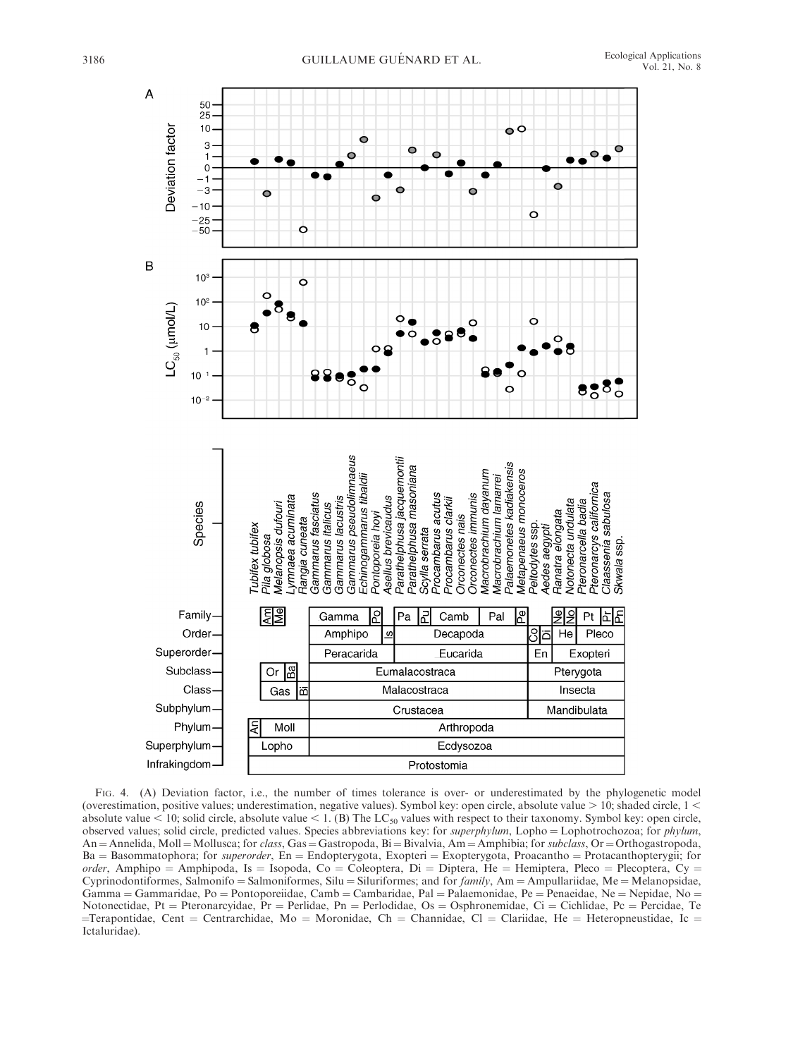FIG. 4. (A) Deviation factor, i.e., the number of times tolerance is over- or underestimated by the phylogenetic model (overestimation, positive values; underestimation, negative values). Symbol key: open circle, absolute value > 10; shaded circle, 1 < absolute value < 10; solid circle, absolute value < 1. (B) The $LC_{50}$ values with respect to their taxonomy. Symbol key: open circle, observed values; solid circle, predicted values. Species abbreviations key: for *superphylum*, Lopho = Lophotrochozoa; for *phylum*, An = Annelida, Moll = Mollusca; for *class*, Gas = Gastropoda, Bi = Bivalvia, Am = Amphibia; for *subclass*, Or = Orthogastropoda, Ba = Basommatophora; for *superorder*, En = Endopterygota, Exopteri = Exopterygota, Proacantho = Protacanthopterygii; for *order*, Amphipo = Amphipoda, Is = Isopoda, Co = Coleoptera, Di = Diptera, He = Hemiptera, Pleco = Plecoptera, Cy = Cyprinodontiformes, Salmonifo = Salmoniformes, Silu = Siluriformes; and for *family*, Am = Ampullariidae, Me = Melanopsidae, Gamma = Gammaridae, Po = Pontoporeiidae, Camb = Cambaridae, Pal = Palaemonidae, Pe = Penaeidae, Ne = Nepidae, No = Notonectidae, Pt = Pteronarcyidae, Pr = Perlidae, Pn = Perlodidae, Os = Osphronemidae, Ci = Cichlidae, Pc = Percidae, Te =Terapontidae, Cent = Centrarchidae, Mo = Moronidae, Ch = Channidae, Cl = Clariidae, He = Heteropneustidae, Ic = Ictaluridae).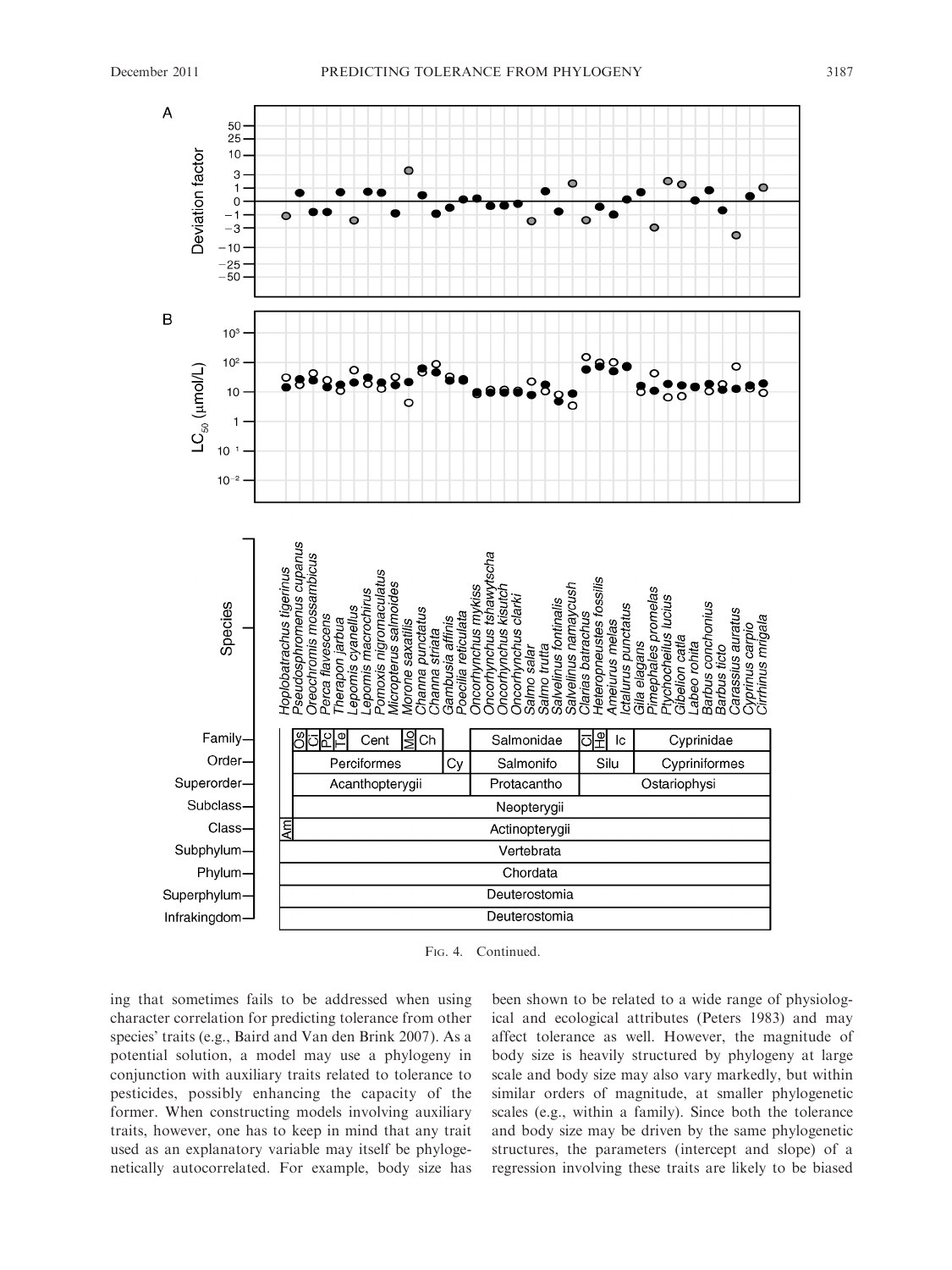FIG. 4. Continued.

ing that sometimes fails to be addressed when using character correlation for predicting tolerance from other species' traits (e.g., Baird and Van den Brink 2007). As a potential solution, a model may use a phylogeny in conjunction with auxiliary traits related to tolerance to pesticides, possibly enhancing the capacity of the former. When constructing models involving auxiliary traits, however, one has to keep in mind that any trait used as an explanatory variable may itself be phylogenetically autocorrelated. For example, body size has been shown to be related to a wide range of physiological and ecological attributes (Peters 1983) and may affect tolerance as well. However, the magnitude of body size is heavily structured by phylogeny at large scale and body size may also vary markedly, but within similar orders of magnitude, at smaller phylogenetic scales (e.g., within a family). Since both the tolerance and body size may be driven by the same phylogenetic structures, the parameters (intercept and slope) of a regression involving these traits are likely to be biased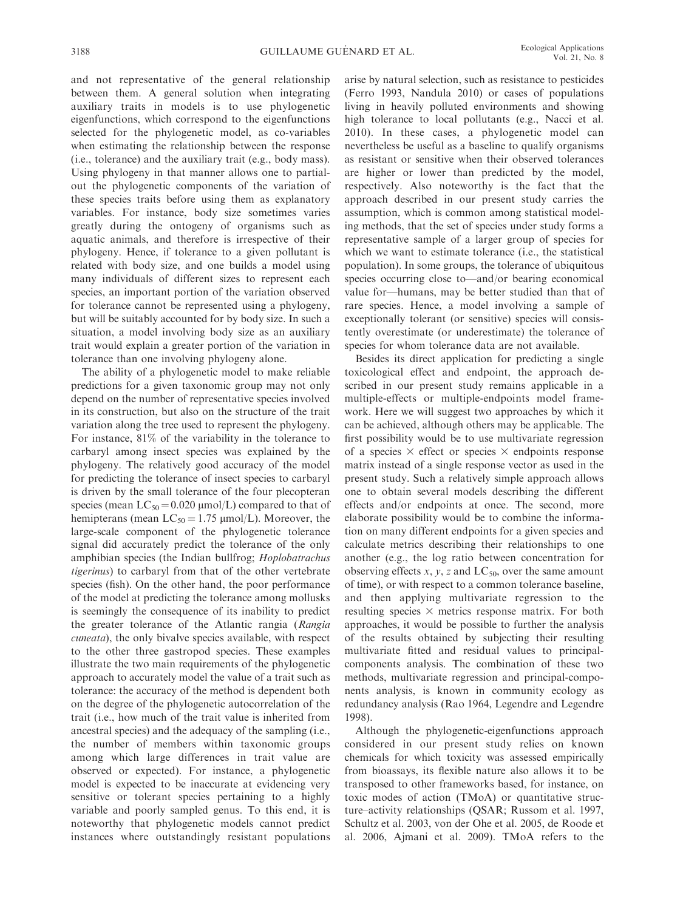and not representative of the general relationship between them. A general solution when integrating auxiliary traits in models is to use phylogenetic eigenfunctions, which correspond to the eigenfunctions selected for the phylogenetic model, as co-variables when estimating the relationship between the response (i.e., tolerance) and the auxiliary trait (e.g., body mass). Using phylogeny in that manner allows one to partial-out the phylogenetic components of the variation of these species traits before using them as explanatory variables. For instance, body size sometimes varies greatly during the ontogeny of organisms such as aquatic animals, and therefore is irrespective of their phylogeny. Hence, if tolerance to a given pollutant is related with body size, and one builds a model using many individuals of different sizes to represent each species, an important portion of the variation observed for tolerance cannot be represented using a phylogeny, but will be suitably accounted for by body size. In such a situation, a model involving body size as an auxiliary trait would explain a greater portion of the variation in tolerance than one involving phylogeny alone.

The ability of a phylogenetic model to make reliable predictions for a given taxonomic group may not only depend on the number of representative species involved in its construction, but also on the structure of the trait variation along the tree used to represent the phylogeny. For instance, 81% of the variability in the tolerance to carbaryl among insect species was explained by the phylogeny. The relatively good accuracy of the model for predicting the tolerance of insect species to carbaryl is driven by the small tolerance of the four plecopteran species (mean $LC_{50} = 0.020$ μmol/L) compared to that of hemipterans (mean $LC_{50} = 1.75$ μmol/L). Moreover, the large-scale component of the phylogenetic tolerance signal did accurately predict the tolerance of the only amphibian species (the Indian bullfrog; *Hoplobatrachus tigerinus*) to carbaryl from that of the other vertebrate species (fish). On the other hand, the poor performance of the model at predicting the tolerance among mollusks is seemingly the consequence of its inability to predict the greater tolerance of the Atlantic rangia (*Rangia cuneata*), the only bivalve species available, with respect to the other three gastropod species. These examples illustrate the two main requirements of the phylogenetic approach to accurately model the value of a trait such as tolerance: the accuracy of the method is dependent both on the degree of the phylogenetic autocorrelation of the trait (i.e., how much of the trait value is inherited from ancestral species) and the adequacy of the sampling (i.e., the number of members within taxonomic groups among which large differences in trait value are observed or expected). For instance, a phylogenetic model is expected to be inaccurate at evidencing very sensitive or tolerant species pertaining to a highly variable and poorly sampled genus. To this end, it is noteworthy that phylogenetic models cannot predict instances where outstandingly resistant populations arise by natural selection, such as resistance to pesticides (Ferro 1993, Nandula 2010) or cases of populations living in heavily polluted environments and showing high tolerance to local pollutants (e.g., Nacci et al. 2010). In these cases, a phylogenetic model can nevertheless be useful as a baseline to qualify organisms as resistant or sensitive when their observed tolerances are higher or lower than predicted by the model, respectively. Also noteworthy is the fact that the approach described in our present study carries the assumption, which is common among statistical modeling methods, that the set of species under study forms a representative sample of a larger group of species for which we want to estimate tolerance (i.e., the statistical population). In some groups, the tolerance of ubiquitous species occurring close to—and/or bearing economical value for—humans, may be better studied than that of rare species. Hence, a model involving a sample of exceptionally tolerant (or sensitive) species will consistently overestimate (or underestimate) the tolerance of species for whom tolerance data are not available.

Besides its direct application for predicting a single toxicological effect and endpoint, the approach described in our present study remains applicable in a multiple-effects or multiple-endpoints model framework. Here we will suggest two approaches by which it can be achieved, although others may be applicable. The first possibility would be to use multivariate regression of a species × effect or species × endpoints response matrix instead of a single response vector as used in the present study. Such a relatively simple approach allows one to obtain several models describing the different effects and/or endpoints at once. The second, more elaborate possibility would be to combine the information on many different endpoints for a given species and calculate metrics describing their relationships to one another (e.g., the log ratio between concentration for observing effects $x$, $y$, $z$ and $LC_{50}$, over the same amount of time), or with respect to a common tolerance baseline, and then applying multivariate regression to the resulting species × metrics response matrix. For both approaches, it would be possible to further the analysis of the results obtained by subjecting their resulting multivariate fitted and residual values to principal-components analysis. The combination of these two methods, multivariate regression and principal-components analysis, is known in community ecology as redundancy analysis (Rao 1964, Legendre and Legendre 1998).

Although the phylogenetic-eigenfunctions approach considered in our present study relies on known chemicals for which toxicity was assessed empirically from bioassays, its flexible nature also allows it to be transposed to other frameworks based, for instance, on toxic modes of action (TMoA) or quantitative structure–activity relationships (QSAR; Russom et al. 1997, Schultz et al. 2003, von der Ohe et al. 2005, de Roode et al. 2006, Ajmani et al. 2009). TMoA refers to the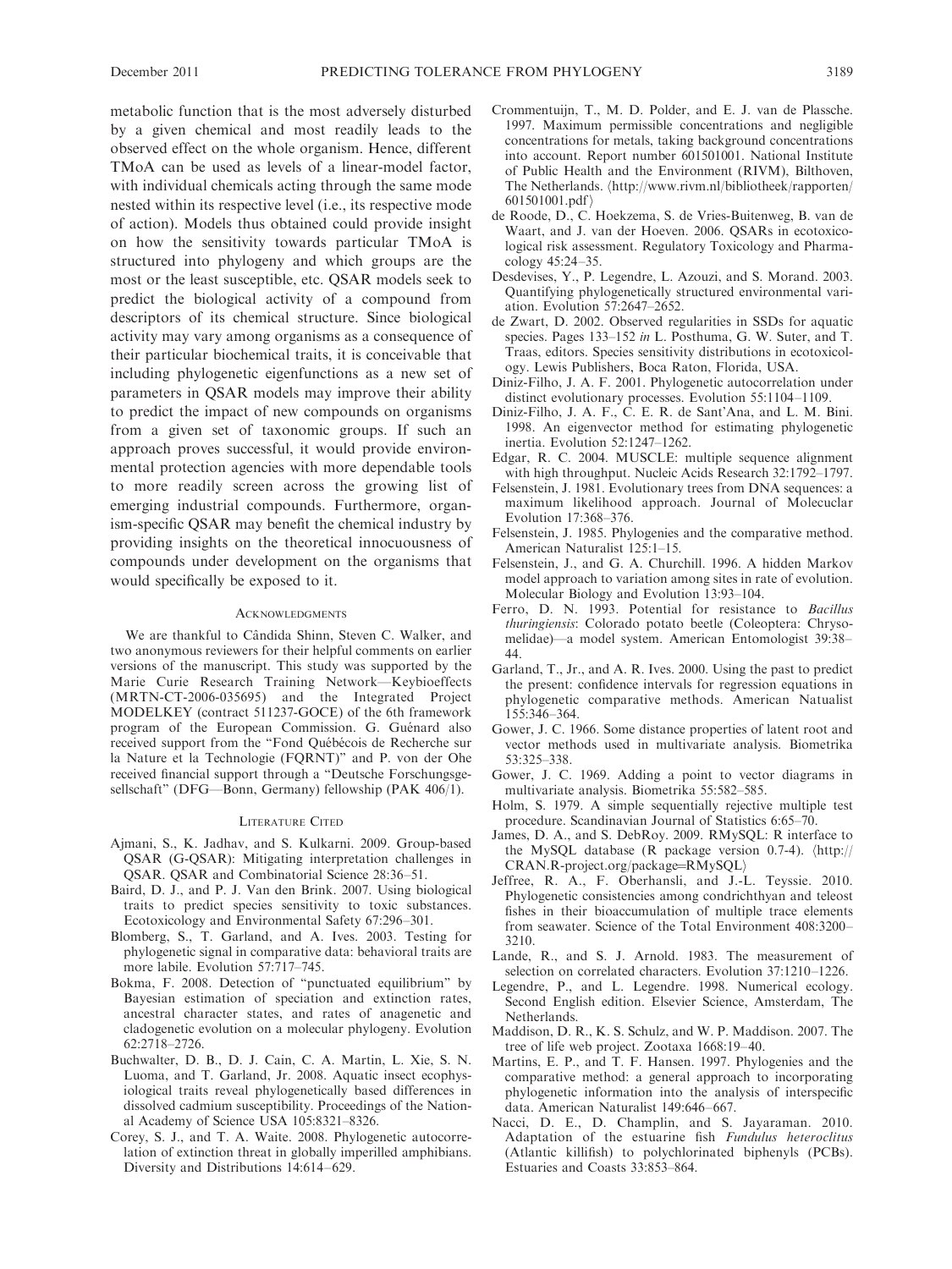metabolic function that is the most adversely disturbed by a given chemical and most readily leads to the observed effect on the whole organism. Hence, different TMoA can be used as levels of a linear-model factor, with individual chemicals acting through the same mode nested within its respective level (i.e., its respective mode of action). Models thus obtained could provide insight on how the sensitivity towards particular TMoA is structured into phylogeny and which groups are the most or the least susceptible, etc. QSAR models seek to predict the biological activity of a compound from descriptors of its chemical structure. Since biological activity may vary among organisms as a consequence of their particular biochemical traits, it is conceivable that including phylogenetic eigenfunctions as a new set of parameters in QSAR models may improve their ability to predict the impact of new compounds on organisms from a given set of taxonomic groups. If such an approach proves successful, it would provide environmental protection agencies with more dependable tools to more readily screen across the growing list of emerging industrial compounds. Furthermore, organism-specific QSAR may benefit the chemical industry by providing insights on the theoretical innocuousness of compounds under development on the organisms that would specifically be exposed to it.

## Acknowledgments

We are thankful to Cândida Shinn, Steven C. Walker, and two anonymous reviewers for their helpful comments on earlier versions of the manuscript. This study was supported by the Marie Curie Research Training Network—Keybioeffects (MRTN-CT-2006-035695) and the Integrated Project MODELKEY (contract 511237-GOCE) of the 6th framework program of the European Commission. G. Guénard also received support from the "Fond Québécois de Recherche sur la Nature et la Technologie (FQRNT)" and P. von der Ohe received financial support through a "Deutsche Forschungsgesellschaft" (DFG—Bonn, Germany) fellowship (PAK 406/1).

## Literature Cited

Ajmani, S., K. Jadhav, and S. Kulkarni. 2009. Group-based QSAR (G-QSAR): Mitigating interpretation challenges in QSAR. QSAR and Combinatorial Science 28:36–51.

Baird, D. J., and P. J. Van den Brink. 2007. Using biological traits to predict species sensitivity to toxic substances. Ecotoxicology and Environmental Safety 67:296–301.

Blomberg, S., T. Garland, and A. Ives. 2003. Testing for phylogenetic signal in comparative data: behavioral traits are more labile. Evolution 57:717–745.

Bokma, F. 2008. Detection of "punctuated equilibrium" by Bayesian estimation of speciation and extinction rates, ancestral character states, and rates of anagenetic and cladogenetic evolution on a molecular phylogeny. Evolution 62:2718–2726.

Buchwalter, D. B., D. J. Cain, C. A. Martin, L. Xie, S. N. Luoma, and T. Garland, Jr. 2008. Aquatic insect ecophysiological traits reveal phylogenetically based differences in dissolved cadmium susceptibility. Proceedings of the National Academy of Science USA 105:8321–8326.

Corey, S. J., and T. A. Waite. 2008. Phylogenetic autocorrelation of extinction threat in globally imperilled amphibians. Diversity and Distributions 14:614–629.

Crommentuijn, T., M. D. Polder, and E. J. van de Plassche. 1997. Maximum permissible concentrations and negligible concentrations for metals, taking background concentrations into account. Report number 601501001. National Institute of Public Health and the Environment (RIVM), Bilthoven, The Netherlands. ⟨http://www.rivm.nl/bibliotheek/rapporten/601501001.pdf⟩

de Roode, D., C. Hoekzema, S. de Vries-Buitenweg, B. van de Waart, and J. van der Hoeven. 2006. QSARs in ecotoxicological risk assessment. Regulatory Toxicology and Pharmacology 45:24–35.

Desdevises, Y., P. Legendre, L. Azouzi, and S. Morand. 2003. Quantifying phylogenetically structured environmental variation. Evolution 57:2647–2652.

de Zwart, D. 2002. Observed regularities in SSDs for aquatic species. Pages 133–152 *in* L. Posthuma, G. W. Suter, and T. Traas, editors. Species sensitivity distributions in ecotoxicology. Lewis Publishers, Boca Raton, Florida, USA.

Diniz-Filho, J. A. F. 2001. Phylogenetic autocorrelation under distinct evolutionary processes. Evolution 55:1104–1109.

Diniz-Filho, J. A. F., C. E. R. de Sant'Ana, and L. M. Bini. 1998. An eigenvector method for estimating phylogenetic inertia. Evolution 52:1247–1262.

Edgar, R. C. 2004. MUSCLE: multiple sequence alignment with high throughput. Nucleic Acids Research 32:1792–1797.

Felsenstein, J. 1981. Evolutionary trees from DNA sequences: a maximum likelihood approach. Journal of Molecuclar Evolution 17:368–376.

Felsenstein, J. 1985. Phylogenies and the comparative method. American Naturalist 125:1–15.

Felsenstein, J., and G. A. Churchill. 1996. A hidden Markov model approach to variation among sites in rate of evolution. Molecular Biology and Evolution 13:93–104.

Ferro, D. N. 1993. Potential for resistance to *Bacillus thuringiensis*: Colorado potato beetle (Coleoptera: Chrysomelidae)—a model system. American Entomologist 39:38–44.

Garland, T., Jr., and A. R. Ives. 2000. Using the past to predict the present: confidence intervals for regression equations in phylogenetic comparative methods. American Natualist 155:346–364.

Gower, J. C. 1966. Some distance properties of latent root and vector methods used in multivariate analysis. Biometrika 53:325–338.

Gower, J. C. 1969. Adding a point to vector diagrams in multivariate analysis. Biometrika 55:582–585.

Holm, S. 1979. A simple sequentially rejective multiple test procedure. Scandinavian Journal of Statistics 6:65–70.

James, D. A., and S. DebRoy. 2009. RMySQL: R interface to the MySQL database (R package version 0.7-4). ⟨http://CRAN.R-project.org/package=RMySQL⟩

Jeffree, R. A., F. Oberhansli, and J.-L. Teyssie. 2010. Phylogenetic consistencies among condrichthyan and teleost fishes in their bioaccumulation of multiple trace elements from seawater. Science of the Total Environment 408:3200–3210.

Lande, R., and S. J. Arnold. 1983. The measurement of selection on correlated characters. Evolution 37:1210–1226.

Legendre, P., and L. Legendre. 1998. Numerical ecology. Second English edition. Elsevier Science, Amsterdam, The Netherlands.

Maddison, D. R., K. S. Schulz, and W. P. Maddison. 2007. The tree of life web project. Zootaxa 1668:19–40.

Martins, E. P., and T. F. Hansen. 1997. Phylogenies and the comparative method: a general approach to incorporating phylogenetic information into the analysis of interspecific data. American Naturalist 149:646–667.

Nacci, D. E., D. Champlin, and S. Jayaraman. 2010. Adaptation of the estuarine fish *Fundulus heteroclitus* (Atlantic killifish) to polychlorinated biphenyls (PCBs). Estuaries and Coasts 33:853–864.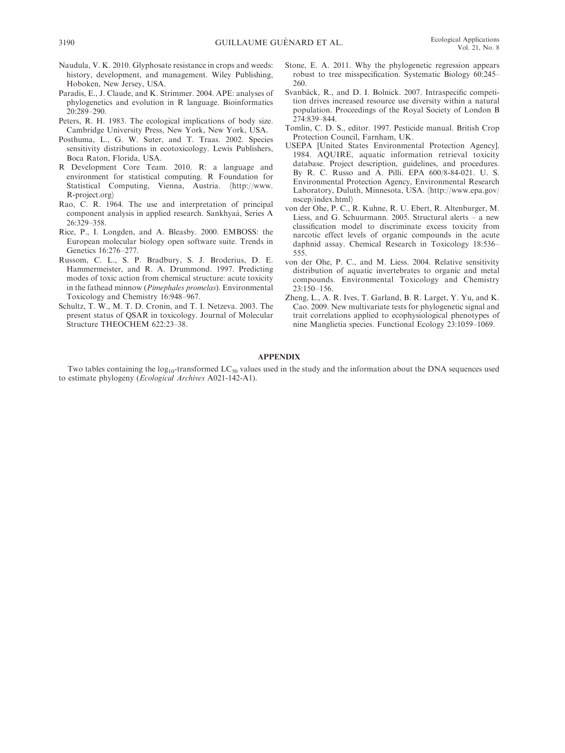Naudula, V. K. 2010. Glyphosate resistance in crops and weeds: history, development, and management. Wiley Publishing, Hoboken, New Jersey, USA.

Paradis, E., J. Claude, and K. Strimmer. 2004. APE: analyses of phylogenetics and evolution in R language. Bioinformatics 20:289–290.

Peters, R. H. 1983. The ecological implications of body size. Cambridge University Press, New York, New York, USA.

Posthuma, L., G. W. Suter, and T. Traas. 2002. Species sensitivity distributions in ecotoxicology. Lewis Publishers, Boca Raton, Florida, USA.

R Development Core Team. 2010. R: a language and environment for statistical computing. R Foundation for Statistical Computing, Vienna, Austria. ⟨http://www.R-project.org⟩

Rao, C. R. 1964. The use and interpretation of principal component analysis in applied research. Sankhyaá, Series A 26:329–358.

Rice, P., I. Longden, and A. Bleasby. 2000. EMBOSS: the European molecular biology open software suite. Trends in Genetics 16:276–277.

Russom, C. L., S. P. Bradbury, S. J. Broderius, D. E. Hammermeister, and R. A. Drummond. 1997. Predicting modes of toxic action from chemical structure: acute toxicity in the fathead minnow (*Pimephales promelas*). Environmental Toxicology and Chemistry 16:948–967.

Schultz, T. W., M. T. D. Cronin, and T. I. Netzeva. 2003. The present status of QSAR in toxicology. Journal of Molecular Structure THEOCHEM 622:23–38.

Stone, E. A. 2011. Why the phylogenetic regression appears robust to tree misspecification. Systematic Biology 60:245–260.

Svanbäck, R., and D. I. Bolnick. 2007. Intraspecific competition drives increased resource use diversity within a natural population. Proceedings of the Royal Society of London B 274:839–844.

Tomlin, C. D. S., editor. 1997. Pesticide manual. British Crop Protection Council, Farnham, UK.

USEPA [United States Environmental Protection Agency]. 1984. AQUIRE, aquatic information retrieval toxicity database. Project description, guidelines, and procedures. By R. C. Russo and A. Pilli. EPA 600/8-84-021. U. S. Environmental Protection Agency, Environmental Research Laboratory, Duluth, Minnesota, USA. ⟨http://www.epa.gov/nscep/index.html⟩

von der Ohe, P. C., R. Kuhne, R. U. Ebert, R. Altenburger, M. Liess, and G. Schuurmann. 2005. Structural alerts – a new classification model to discriminate excess toxicity from narcotic effect levels of organic compounds in the acute daphnid assay. Chemical Research in Toxicology 18:536–555.

von der Ohe, P. C., and M. Liess. 2004. Relative sensitivity distribution of aquatic invertebrates to organic and metal compounds. Environmental Toxicology and Chemistry 23:150–156.

Zheng, L., A. R. Ives, T. Garland, B. R. Larget, Y. Yu, and K. Cao. 2009. New multivariate tests for phylogenetic signal and trait correlations applied to ecophysiological phenotypes of nine Manglietia species. Functional Ecology 23:1059–1069.

## APPENDIX

Two tables containing the $\log_{10}$-transformed $LC_{50}$ values used in the study and the information about the DNA sequences used to estimate phylogeny (*Ecological Archives* A021-142-A1).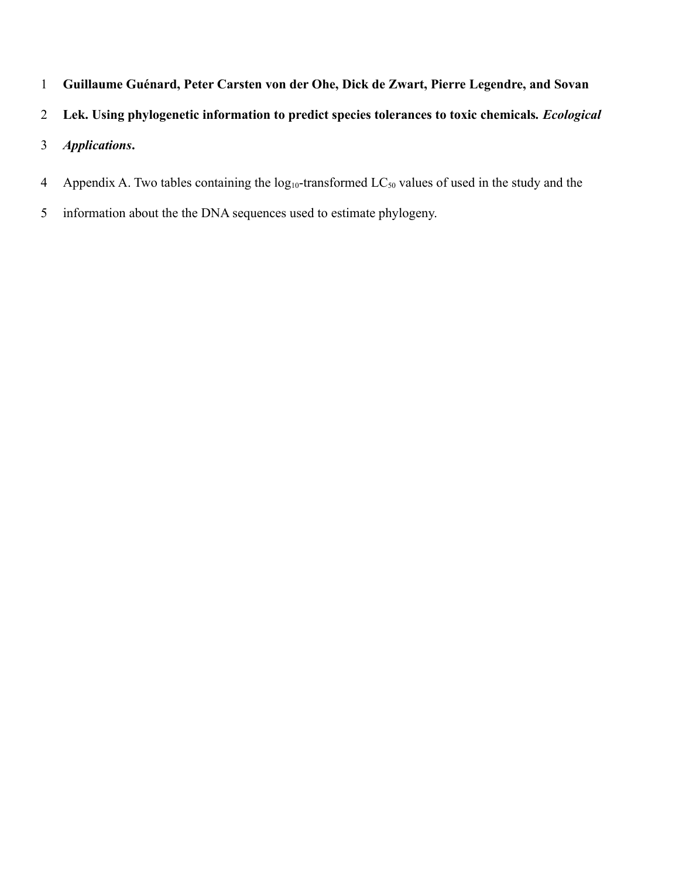**Guillaume Guénard, Peter Carsten von der Ohe, Dick de Zwart, Pierre Legendre, and Sovan Lek. Using phylogenetic information to predict species tolerances to toxic chemicals. *Ecological Applications*.**

Appendix A. Two tables containing the $\log_{10}$-transformed $LC_{50}$ values of used in the study and the information about the the DNA sequences used to estimate phylogeny.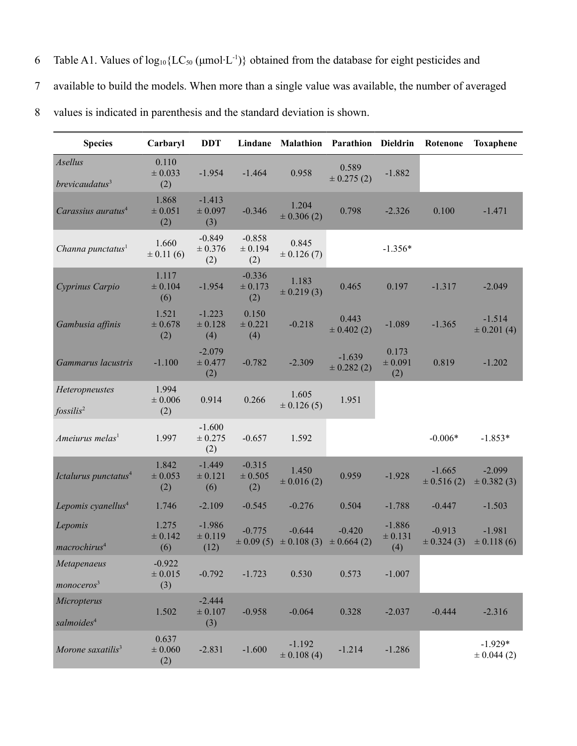Table A1. Values of $\log_{10}\{LC_{50}\ (\mu mol \cdot L^{-1})\}$ obtained from the database for eight pesticides and available to build the models. When more than a single value was available, the number of averaged values is indicated in parenthesis and the standard deviation is shown.

| Species | Carbaryl | DDT | Lindane | Malathion | Parathion | Dieldrin | Rotenone | Toxaphene |
|---|---|---|---|---|---|---|---|---|
| *Asellus brevicaudatus*[3] | 0.110 ± 0.033 (2) | -1.954 | -1.464 | 0.958 | 0.589 ± 0.275 (2) | -1.882 | | |
| *Carassius auratus*[4] | 1.868 ± 0.051 (2) | -1.413 ± 0.097 (3) | -0.346 | 1.204 ± 0.306 (2) | 0.798 | -2.326 | 0.100 | -1.471 |
| *Channa punctatus*[1] | 1.660 ± 0.11 (6) | -0.849 ± 0.376 (2) | -0.858 ± 0.194 (2) | 0.845 ± 0.126 (7) | | -1.356* | | |
| *Cyprinus Carpio* | 1.117 ± 0.104 (6) | -1.954 | -0.336 ± 0.173 (2) | 1.183 ± 0.219 (3) | 0.465 | 0.197 | -1.317 | -2.049 |
| *Gambusia affinis* | 1.521 ± 0.678 (2) | -1.223 ± 0.128 (4) | 0.150 ± 0.221 (4) | -0.218 | 0.443 ± 0.402 (2) | -1.089 | -1.365 | -1.514 ± 0.201 (4) |
| *Gammarus lacustris* | -1.100 | -2.079 ± 0.477 (2) | -0.782 | -2.309 | -1.639 ± 0.282 (2) | 0.173 ± 0.091 (2) | 0.819 | -1.202 |
| *Heteropneustes fossilis*[2] | 1.994 ± 0.006 (2) | 0.914 | 0.266 | 1.605 ± 0.126 (5) | 1.951 | | | |
| *Ameiurus melas*[1] | 1.997 | -1.600 ± 0.275 (2) | -0.657 | 1.592 | | | -0.006* | -1.853* |
| *Ictalurus punctatus*[4] | 1.842 ± 0.053 (2) | -1.449 ± 0.121 (6) | -0.315 ± 0.505 (2) | 1.450 ± 0.016 (2) | 0.959 | -1.928 | -1.665 ± 0.516 (2) | -2.099 ± 0.382 (3) |
| *Lepomis cyanellus*[4] | 1.746 | -2.109 | -0.545 | -0.276 | 0.504 | -1.788 | -0.447 | -1.503 |
| *Lepomis macrochirus*[4] | 1.275 ± 0.142 (6) | -1.986 ± 0.119 (12) | -0.775 ± 0.09 (5) | -0.644 ± 0.108 (3) | -0.420 ± 0.664 (2) | -1.886 ± 0.131 (4) | -0.913 ± 0.324 (3) | -1.981 ± 0.118 (6) |
| *Metapenaeus monoceros*[3] | -0.922 ± 0.015 (3) | -0.792 | -1.723 | 0.530 | 0.573 | -1.007 | | |
| *Micropterus salmoides*[4] | 1.502 | -2.444 ± 0.107 (3) | -0.958 | -0.064 | 0.328 | -2.037 | -0.444 | -2.316 |
| *Morone saxatilis*[3] | 0.637 ± 0.060 (2) | -2.831 | -1.600 | -1.192 ± 0.108 (4) | -1.214 | -1.286 | | -1.929* ± 0.044 (2) |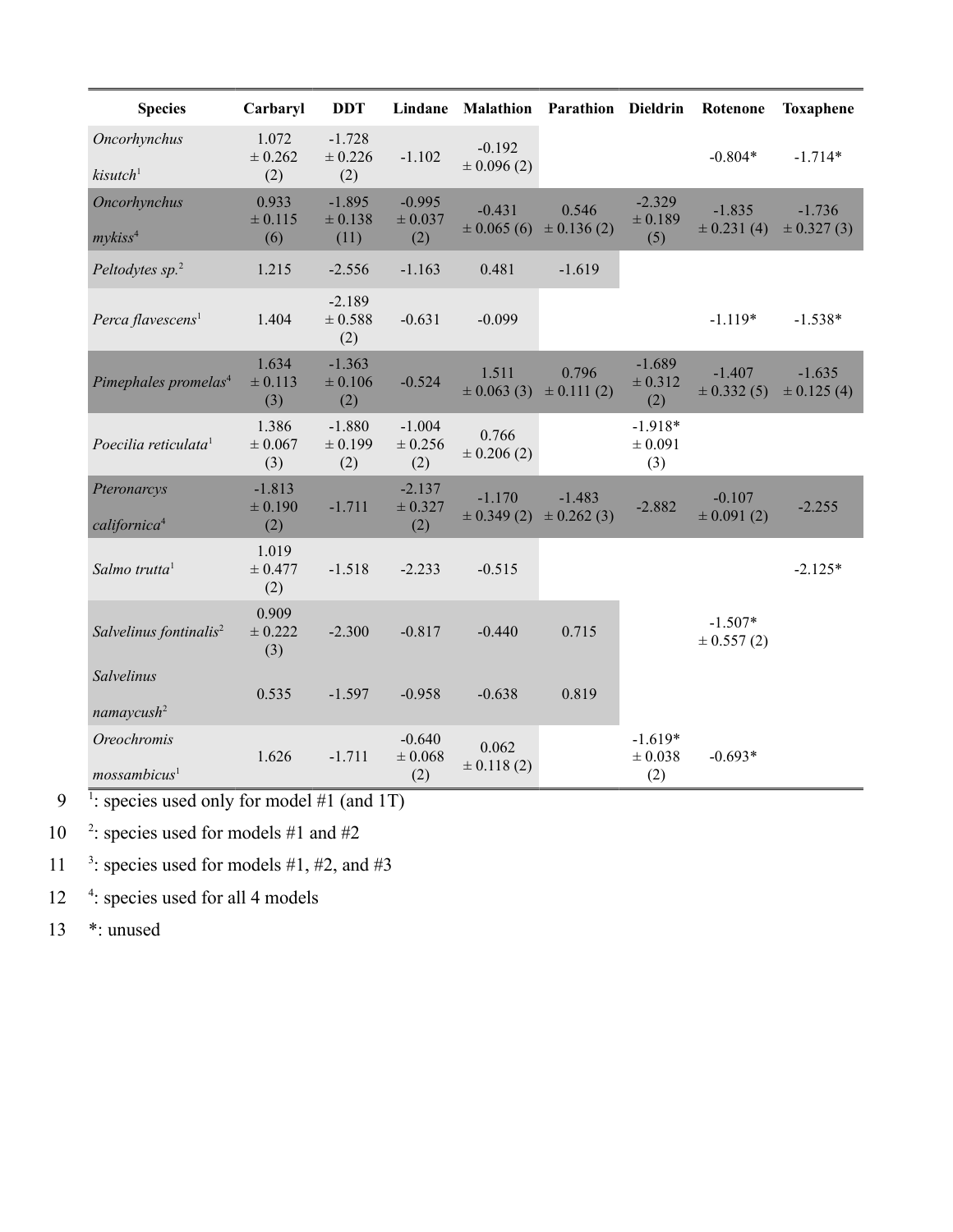| Species | Carbaryl | DDT | Lindane | Malathion | Parathion | Dieldrin | Rotenone | Toxaphene |
|---|---|---|---|---|---|---|---|---|
| *Oncorhynchus kisutch*[1] | 1.072 ± 0.262 (2) | -1.728 ± 0.226 (2) | -1.102 | -0.192 ± 0.096 (2) | | | -0.804* | -1.714* |
| *Oncorhynchus mykiss*[4] | 0.933 ± 0.115 (6) | -1.895 ± 0.138 (11) | -0.995 ± 0.037 (2) | -0.431 ± 0.065 (6) | 0.546 ± 0.136 (2) | -2.329 ± 0.189 (5) | -1.835 ± 0.231 (4) | -1.736 ± 0.327 (3) |
| *Peltodytes sp.*[2] | 1.215 | -2.556 | -1.163 | 0.481 | -1.619 | | | |
| *Perca flavescens*[1] | 1.404 | -2.189 ± 0.588 (2) | -0.631 | -0.099 | | | -1.119* | -1.538* |
| *Pimephales promelas*[4] | 1.634 ± 0.113 (3) | -1.363 ± 0.106 (2) | -0.524 | 1.511 ± 0.063 (3) | 0.796 ± 0.111 (2) | -1.689 ± 0.312 (2) | -1.407 ± 0.332 (5) | -1.635 ± 0.125 (4) |
| *Poecilia reticulata*[1] | 1.386 ± 0.067 (3) | -1.880 ± 0.199 (2) | -1.004 ± 0.256 (2) | 0.766 ± 0.206 (2) | | -1.918* ± 0.091 (3) | | |
| *Pteronarcys californica*[4] | -1.813 ± 0.190 (2) | -1.711 | -2.137 ± 0.327 (2) | -1.170 ± 0.349 (2) | -1.483 ± 0.262 (3) | -2.882 | -0.107 ± 0.091 (2) | -2.255 |
| *Salmo trutta*[1] | 1.019 ± 0.477 (2) | -1.518 | -2.233 | -0.515 | | | | -2.125* |
| *Salvelinus fontinalis*[2] | 0.909 ± 0.222 (3) | -2.300 | -0.817 | -0.440 | 0.715 | | -1.507* ± 0.557 (2) | |
| *Salvelinus namaycush*[2] | 0.535 | -1.597 | -0.958 | -0.638 | 0.819 | | | |
| *Oreochromis mossambicus*[1] | 1.626 | -1.711 | -0.640 ± 0.068 (2) | 0.062 ± 0.118 (2) | | -1.619* ± 0.038 (2) | -0.693* | |

[1]: species used only for model #1 (and 1T)

[2]: species used for models #1 and #2

[3]: species used for models #1, #2, and #3

[4]: species used for all 4 models

*: unused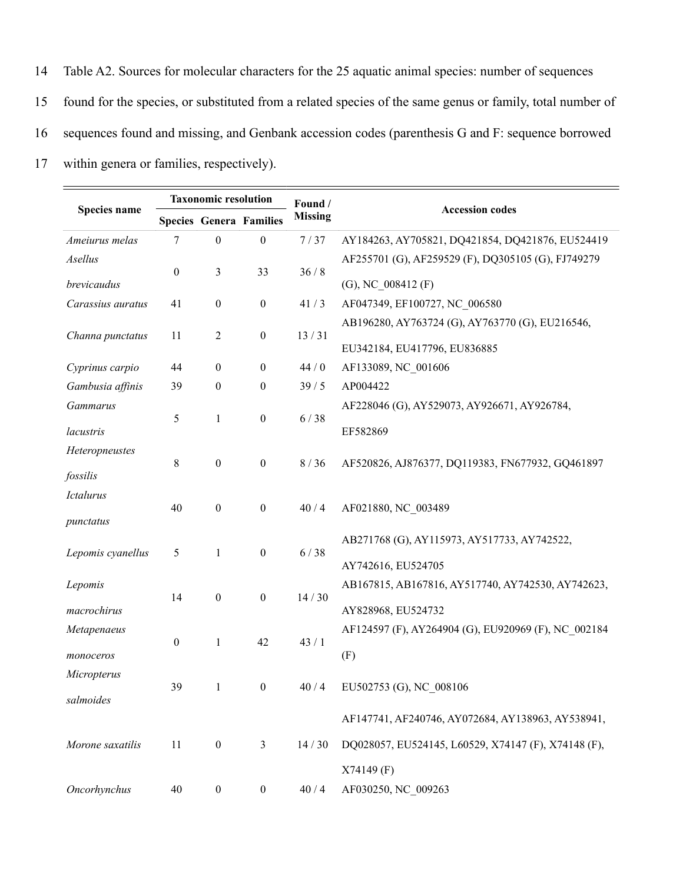Table A2. Sources for molecular characters for the 25 aquatic animal species: number of sequences found for the species, or substituted from a related species of the same genus or family, total number of sequences found and missing, and Genbank accession codes (parenthesis G and F: sequence borrowed within genera or families, respectively).

| Species name | Taxonomic resolution | | | Found / Missing | Accession codes |
|---|---|---|---|---|---|
| | Species | Genera | Families | | |
| *Ameiurus melas* | 7 | 0 | 0 | 7 / 37 | AY184263, AY705821, DQ421854, DQ421876, EU524419 |
| *Asellus brevicaudus* | 0 | 3 | 33 | 36 / 8 | AF255701 (G), AF259529 (F), DQ305105 (G), FJ749279 (G), NC_008412 (F) |
| *Carassius auratus* | 41 | 0 | 0 | 41 / 3 | AF047349, EF100727, NC_006580 |
| *Channa punctatus* | 11 | 2 | 0 | 13 / 31 | AB196280, AY763724 (G), AY763770 (G), EU216546, EU342184, EU417796, EU836885 |
| *Cyprinus carpio* | 44 | 0 | 0 | 44 / 0 | AF133089, NC_001606 |
| *Gambusia affinis* | 39 | 0 | 0 | 39 / 5 | AP004422 |
| *Gammarus lacustris* | 5 | 1 | 0 | 6 / 38 | AF228046 (G), AY529073, AY926671, AY926784, EF582869 |
| *Heteropneustes fossilis* | 8 | 0 | 0 | 8 / 36 | AF520826, AJ876377, DQ119383, FN677932, GQ461897 |
| *Ictalurus punctatus* | 40 | 0 | 0 | 40 / 4 | AF021880, NC_003489 |
| *Lepomis cyanellus* | 5 | 1 | 0 | 6 / 38 | AB271768 (G), AY115973, AY517733, AY742522, AY742616, EU524705 |
| *Lepomis macrochirus* | 14 | 0 | 0 | 14 / 30 | AB167815, AB167816, AY517740, AY742530, AY742623, AY828968, EU524732 |
| *Metapenaeus monoceros* | 0 | 1 | 42 | 43 / 1 | AF124597 (F), AY264904 (G), EU920969 (F), NC_002184 (F) |
| *Micropterus salmoides* | 39 | 1 | 0 | 40 / 4 | EU502753 (G), NC_008106 |
| *Morone saxatilis* | 11 | 0 | 3 | 14 / 30 | AF147741, AF240746, AY072684, AY138963, AY538941, DQ028057, EU524145, L60529, X74147 (F), X74148 (F), X74149 (F) |
| *Oncorhynchus* | 40 | 0 | 0 | 40 / 4 | AF030250, NC_009263 |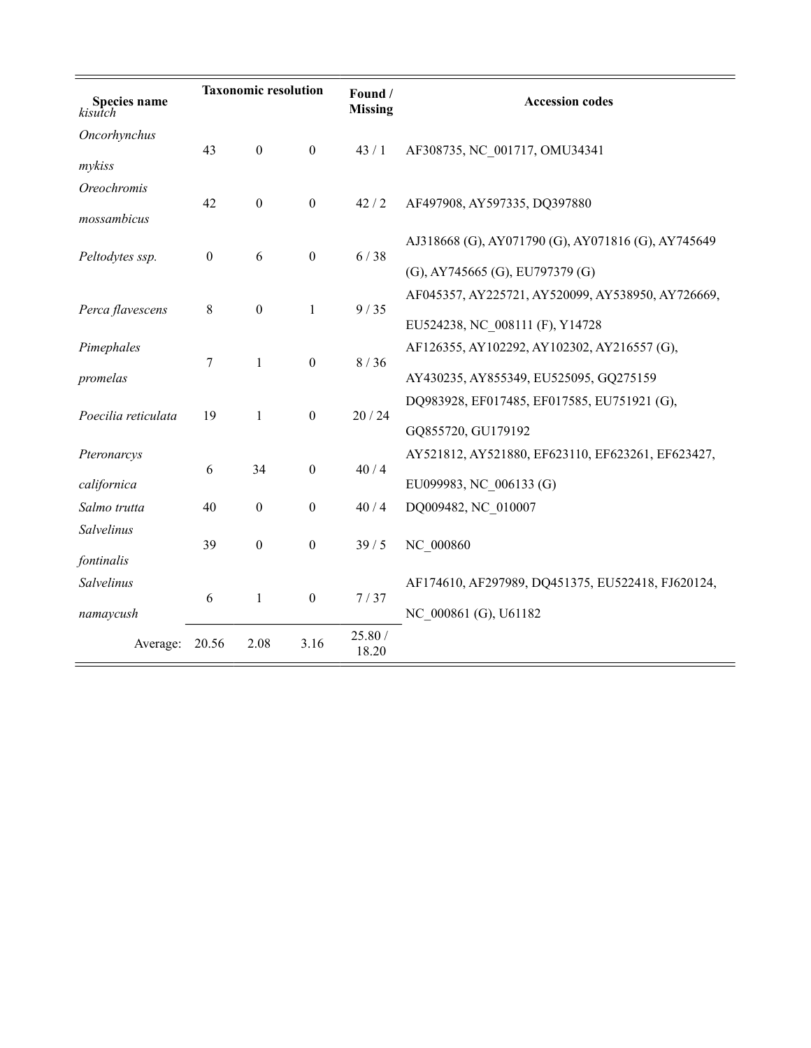| Species name | Taxonomic resolution | | | Found / Missing | Accession codes |
|---|---|---|---|---|---|
| *kisutch* | | | | | |
| *Oncorhynchus mykiss* | 43 | 0 | 0 | 43 / 1 | AF308735, NC_001717, OMU34341 |
| *Oreochromis mossambicus* | 42 | 0 | 0 | 42 / 2 | AF497908, AY597335, DQ397880 |
| *Peltodytes ssp.* | 0 | 6 | 0 | 6 / 38 | AJ318668 (G), AY071790 (G), AY071816 (G), AY745649 (G), AY745665 (G), EU797379 (G) |
| *Perca flavescens* | 8 | 0 | 1 | 9 / 35 | AF045357, AY225721, AY520099, AY538950, AY726669, EU524238, NC_008111 (F), Y14728 |
| *Pimephales promelas* | 7 | 1 | 0 | 8 / 36 | AF126355, AY102292, AY102302, AY216557 (G), AY430235, AY855349, EU525095, GQ275159 |
| *Poecilia reticulata* | 19 | 1 | 0 | 20 / 24 | DQ983928, EF017485, EF017585, EU751921 (G), GQ855720, GU179192 |
| *Pteronarcys californica* | 6 | 34 | 0 | 40 / 4 | AY521812, AY521880, EF623110, EF623261, EF623427, EU099983, NC_006133 (G) |
| *Salmo trutta* | 40 | 0 | 0 | 40 / 4 | DQ009482, NC_010007 |
| *Salvelinus fontinalis* | 39 | 0 | 0 | 39 / 5 | NC_000860 |
| *Salvelinus namaycush* | 6 | 1 | 0 | 7 / 37 | AF174610, AF297989, DQ451375, EU522418, FJ620124, NC_000861 (G), U61182 |
| Average: | 20.56 | 2.08 | 3.16 | 25.80 / 18.20 | |